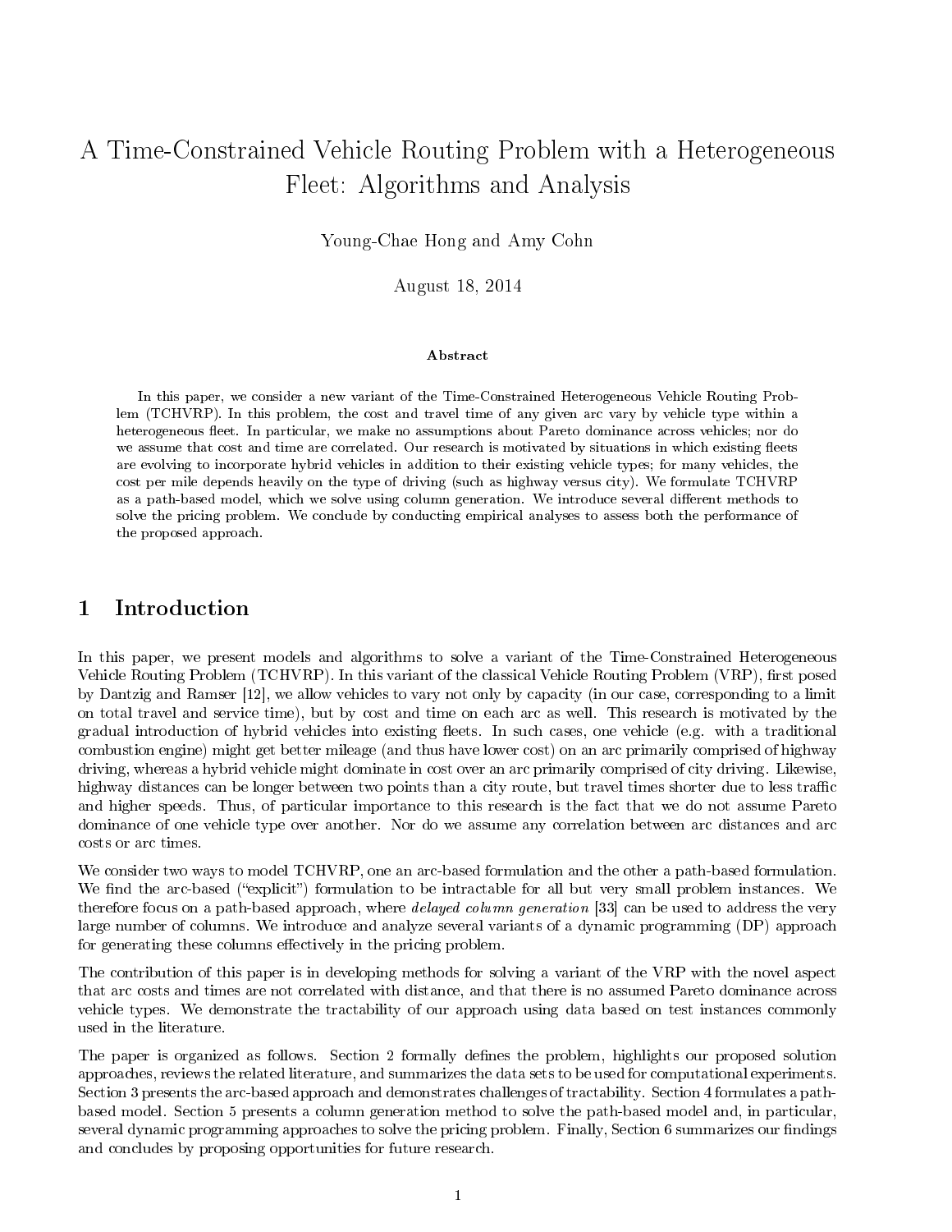# A Time-Constrained Vehicle Routing Problem with a Heterogeneous Fleet: Algorithms and Analysis

Young-Chae Hong and Amy Cohn

August 18, 2014

### Abstract

In this paper, we consider a new variant of the Time-Constrained Heterogeneous Vehicle Routing Problem (TCHVRP). In this problem, the cost and travel time of any given arc vary by vehicle type within a heterogeneous fleet. In particular, we make no assumptions about Pareto dominance across vehicles; nor do we assume that cost and time are correlated. Our research is motivated by situations in which existing fleets are evolving to incorporate hybrid vehicles in addition to their existing vehicle types; for many vehicles, the cost per mile depends heavily on the type of driving (such as highway versus city). We formulate TCHVRP as a path-based model, which we solve using column generation. We introduce several different methods to solve the pricing problem. We conclude by conducting empirical analyses to assess both the performance of the proposed approach.

## 1 Introduction

In this paper, we present models and algorithms to solve a variant of the Time-Constrained Heterogeneous Vehicle Routing Problem (TCHVRP). In this variant of the classical Vehicle Routing Problem (VRP), first posed by Dantzig and Ramser [12], we allow vehicles to vary not only by capacity (in our case, corresponding to a limit on total travel and service time), but by cost and time on each arc as well. This research is motivated by the gradual introduction of hybrid vehicles into existing fleets. In such cases, one vehicle (e.g. with a traditional combustion engine) might get better mileage (and thus have lower cost) on an arc primarily comprised of highway driving, whereas a hybrid vehicle might dominate in cost over an arc primarily comprised of city driving. Likewise, highway distances can be longer between two points than a city route, but travel times shorter due to less traffic and higher speeds. Thus, of particular importance to this research is the fact that we do not assume Pareto dominance of one vehicle type over another. Nor do we assume any correlation between arc distances and arc costs or arc times.

We consider two ways to model TCHVRP, one an arc-based formulation and the other a path-based formulation. We find the arc-based ("explicit") formulation to be intractable for all but very small problem instances. We therefore focus on a path-based approach, where *delayed column generation* [33] can be used to address the very large number of columns. We introduce and analyze several variants of a dynamic programming (DP) approach for generating these columns effectively in the pricing problem.

The contribution of this paper is in developing methods for solving a variant of the VRP with the novel aspect that arc costs and times are not correlated with distance, and that there is no assumed Pareto dominance across vehicle types. We demonstrate the tractability of our approach using data based on test instances commonly used in the literature.

The paper is organized as follows. Section 2 formally defines the problem, highlights our proposed solution approaches, reviews the related literature, and summarizes the data sets to be used for computational experiments. Section 3 presents the arc-based approach and demonstrates challenges of tractability. Section 4 formulates a path-based model. Section 5 presents a column generation method to solve the path-based model and, in particular, several dynamic programming approaches to solve the pricing problem. Finally, Section 6 summarizes our findings and concludes by proposing opportunities for future research.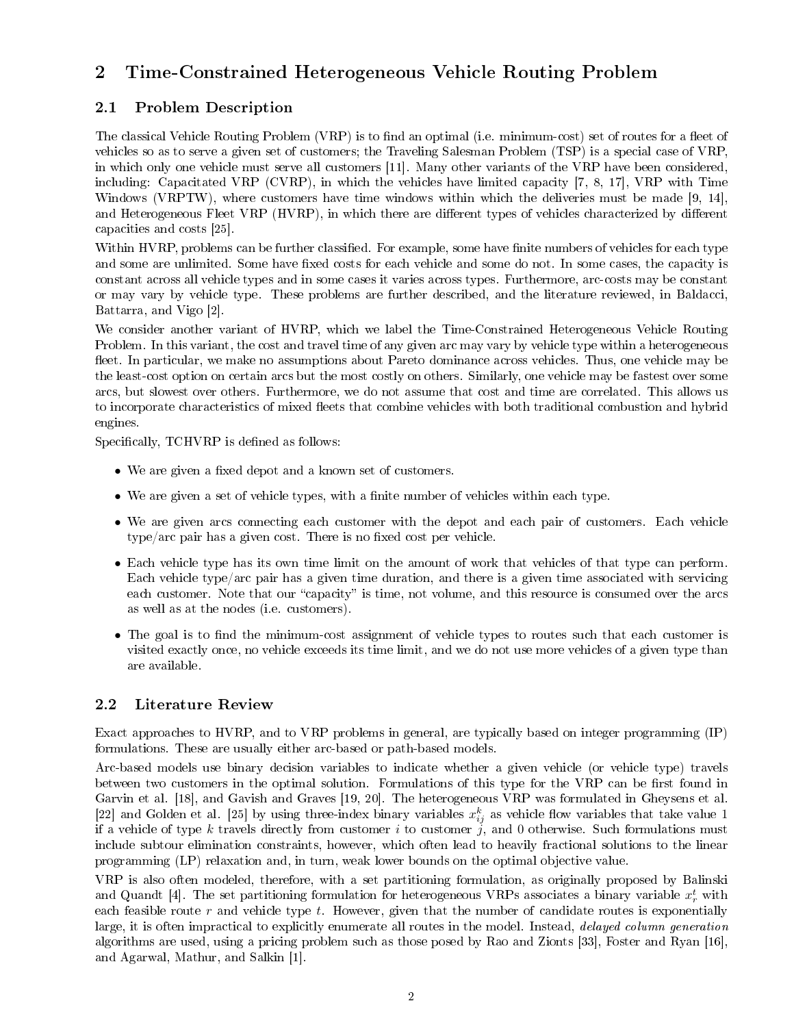## 2 Time-Constrained Heterogeneous Vehicle Routing Problem

### 2.1 Problem Description

The classical Vehicle Routing Problem (VRP) is to find an optimal (i.e. minimum-cost) set of routes for a fleet of vehicles so as to serve a given set of customers; the Traveling Salesman Problem (TSP) is a special case of VRP, in which only one vehicle must serve all customers [11]. Many other variants of the VRP have been considered, including: Capacitated VRP (CVRP), in which the vehicles have limited capacity [7, 8, 17], VRP with Time Windows (VRPTW), where customers have time windows within which the deliveries must be made [9, 14], and Heterogeneous Fleet VRP (HVRP), in which there are different types of vehicles characterized by different capacities and costs [25].

Within HVRP, problems can be further classified. For example, some have finite numbers of vehicles for each type and some are unlimited. Some have fixed costs for each vehicle and some do not. In some cases, the capacity is constant across all vehicle types and in some cases it varies across types. Furthermore, arc-costs may be constant or may vary by vehicle type. These problems are further described, and the literature reviewed, in Baldacci, Battarra, and Vigo [2].

We consider another variant of HVRP, which we label the Time-Constrained Heterogeneous Vehicle Routing Problem. In this variant, the cost and travel time of any given arc may vary by vehicle type within a heterogeneous fleet. In particular, we make no assumptions about Pareto dominance across vehicles. Thus, one vehicle may be the least-cost option on certain arcs but the most costly on others. Similarly, one vehicle may be fastest over some arcs, but slowest over others. Furthermore, we do not assume that cost and time are correlated. This allows us to incorporate characteristics of mixed fleets that combine vehicles with both traditional combustion and hybrid engines.

Specifically, TCHVRP is defined as follows:

- We are given a fixed depot and a known set of customers.
- We are given a set of vehicle types, with a finite number of vehicles within each type.
- We are given arcs connecting each customer with the depot and each pair of customers. Each vehicle type/arc pair has a given cost. There is no fixed cost per vehicle.
- Each vehicle type has its own time limit on the amount of work that vehicles of that type can perform. Each vehicle type/arc pair has a given time duration, and there is a given time associated with servicing each customer. Note that our "capacity" is time, not volume, and this resource is consumed over the arcs as well as at the nodes (i.e. customers).
- The goal is to find the minimum-cost assignment of vehicle types to routes such that each customer is visited exactly once, no vehicle exceeds its time limit, and we do not use more vehicles of a given type than are available.

### 2.2 Literature Review

Exact approaches to HVRP, and to VRP problems in general, are typically based on integer programming (IP) formulations. These are usually either arc-based or path-based models.

Arc-based models use binary decision variables to indicate whether a given vehicle (or vehicle type) travels between two customers in the optimal solution. Formulations of this type for the VRP can be first found in Garvin et al. [18], and Gavish and Graves [19, 20]. The heterogeneous VRP was formulated in Gheysens et al. [22] and Golden et al. [25] by using three-index binary variables $x_{ij}^k$ as vehicle flow variables that take value 1 if a vehicle of type $k$ travels directly from customer $i$ to customer $j$, and 0 otherwise. Such formulations must include subtour elimination constraints, however, which often lead to heavily fractional solutions to the linear programming (LP) relaxation and, in turn, weak lower bounds on the optimal objective value.

VRP is also often modeled, therefore, with a set partitioning formulation, as originally proposed by Balinski and Quandt [4]. The set partitioning formulation for heterogeneous VRPs associates a binary variable $x_r^t$ with each feasible route $r$ and vehicle type $t$. However, given that the number of candidate routes is exponentially large, it is often impractical to explicitly enumerate all routes in the model. Instead, *delayed column generation* algorithms are used, using a pricing problem such as those posed by Rao and Zionts [33], Foster and Ryan [16], and Agarwal, Mathur, and Salkin [1].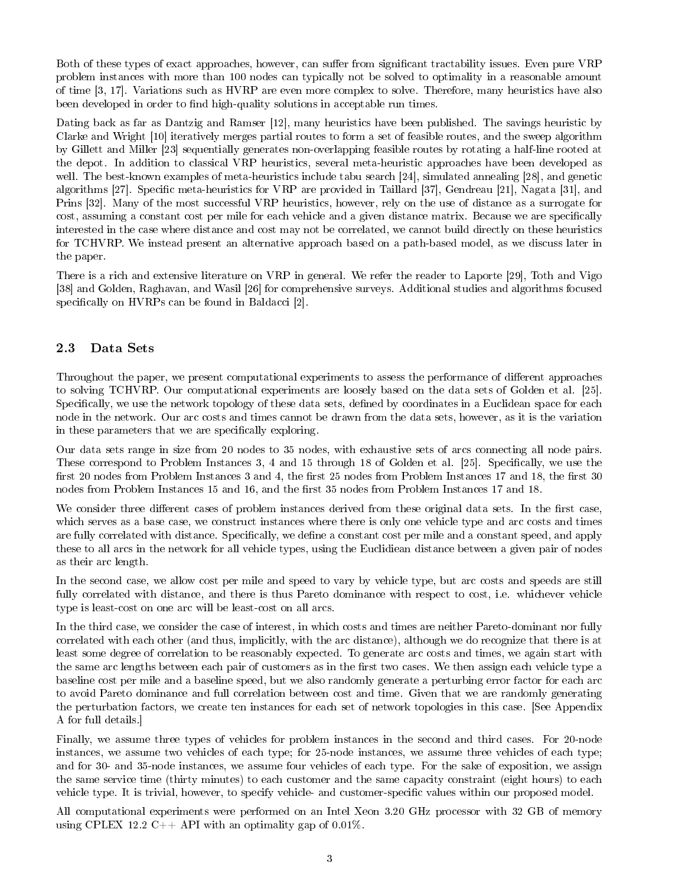Both of these types of exact approaches, however, can suffer from significant tractability issues. Even pure VRP problem instances with more than 100 nodes can typically not be solved to optimality in a reasonable amount of time [3, 17]. Variations such as HVRP are even more complex to solve. Therefore, many heuristics have also been developed in order to find high-quality solutions in acceptable run times.

Dating back as far as Dantzig and Ramser [12], many heuristics have been published. The savings heuristic by Clarke and Wright [10] iteratively merges partial routes to form a set of feasible routes, and the sweep algorithm by Gillett and Miller [23] sequentially generates non-overlapping feasible routes by rotating a half-line rooted at the depot. In addition to classical VRP heuristics, several meta-heuristic approaches have been developed as well. The best-known examples of meta-heuristics include tabu search [24], simulated annealing [28], and genetic algorithms [27]. Specific meta-heuristics for VRP are provided in Taillard [37], Gendreau [21], Nagata [31], and Prins [32]. Many of the most successful VRP heuristics, however, rely on the use of distance as a surrogate for cost, assuming a constant cost per mile for each vehicle and a given distance matrix. Because we are specifically interested in the case where distance and cost may not be correlated, we cannot build directly on these heuristics for TCHVRP. We instead present an alternative approach based on a path-based model, as we discuss later in the paper.

There is a rich and extensive literature on VRP in general. We refer the reader to Laporte [29], Toth and Vigo [38] and Golden, Raghavan, and Wasil [26] for comprehensive surveys. Additional studies and algorithms focused specifically on HVRPs can be found in Baldacci [2].

### 2.3 Data Sets

Throughout the paper, we present computational experiments to assess the performance of different approaches to solving TCHVRP. Our computational experiments are loosely based on the data sets of Golden et al. [25]. Specifically, we use the network topology of these data sets, defined by coordinates in a Euclidean space for each node in the network. Our arc costs and times cannot be drawn from the data sets, however, as it is the variation in these parameters that we are specifically exploring.

Our data sets range in size from 20 nodes to 35 nodes, with exhaustive sets of arcs connecting all node pairs. These correspond to Problem Instances 3, 4 and 15 through 18 of Golden et al. [25]. Specifically, we use the first 20 nodes from Problem Instances 3 and 4, the first 25 nodes from Problem Instances 17 and 18, the first 30 nodes from Problem Instances 15 and 16, and the first 35 nodes from Problem Instances 17 and 18.

We consider three different cases of problem instances derived from these original data sets. In the first case, which serves as a base case, we construct instances where there is only one vehicle type and arc costs and times are fully correlated with distance. Specifically, we define a constant cost per mile and a constant speed, and apply these to all arcs in the network for all vehicle types, using the Euclidean distance between a given pair of nodes as their arc length.

In the second case, we allow cost per mile and speed to vary by vehicle type, but arc costs and speeds are still fully correlated with distance, and there is thus Pareto dominance with respect to cost, i.e. whichever vehicle type is least-cost on one arc will be least-cost on all arcs.

In the third case, we consider the case of interest, in which costs and times are neither Pareto-dominant nor fully correlated with each other (and thus, implicitly, with the arc distance), although we do recognize that there is at least some degree of correlation to be reasonably expected. To generate arc costs and times, we again start with the same arc lengths between each pair of customers as in the first two cases. We then assign each vehicle type a baseline cost per mile and a baseline speed, but we also randomly generate a perturbing error factor for each arc to avoid Pareto dominance and full correlation between cost and time. Given that we are randomly generating the perturbation factors, we create ten instances for each set of network topologies in this case. [See Appendix A for full details.]

Finally, we assume three types of vehicles for problem instances in the second and third cases. For 20-node instances, we assume two vehicles of each type; for 25-node instances, we assume three vehicles of each type; and for 30- and 35-node instances, we assume four vehicles of each type. For the sake of exposition, we assign the same service time (thirty minutes) to each customer and the same capacity constraint (eight hours) to each vehicle type. It is trivial, however, to specify vehicle- and customer-specific values within our proposed model.

All computational experiments were performed on an Intel Xeon 3.20 GHz processor with 32 GB of memory using CPLEX 12.2 C++ API with an optimality gap of 0.01%.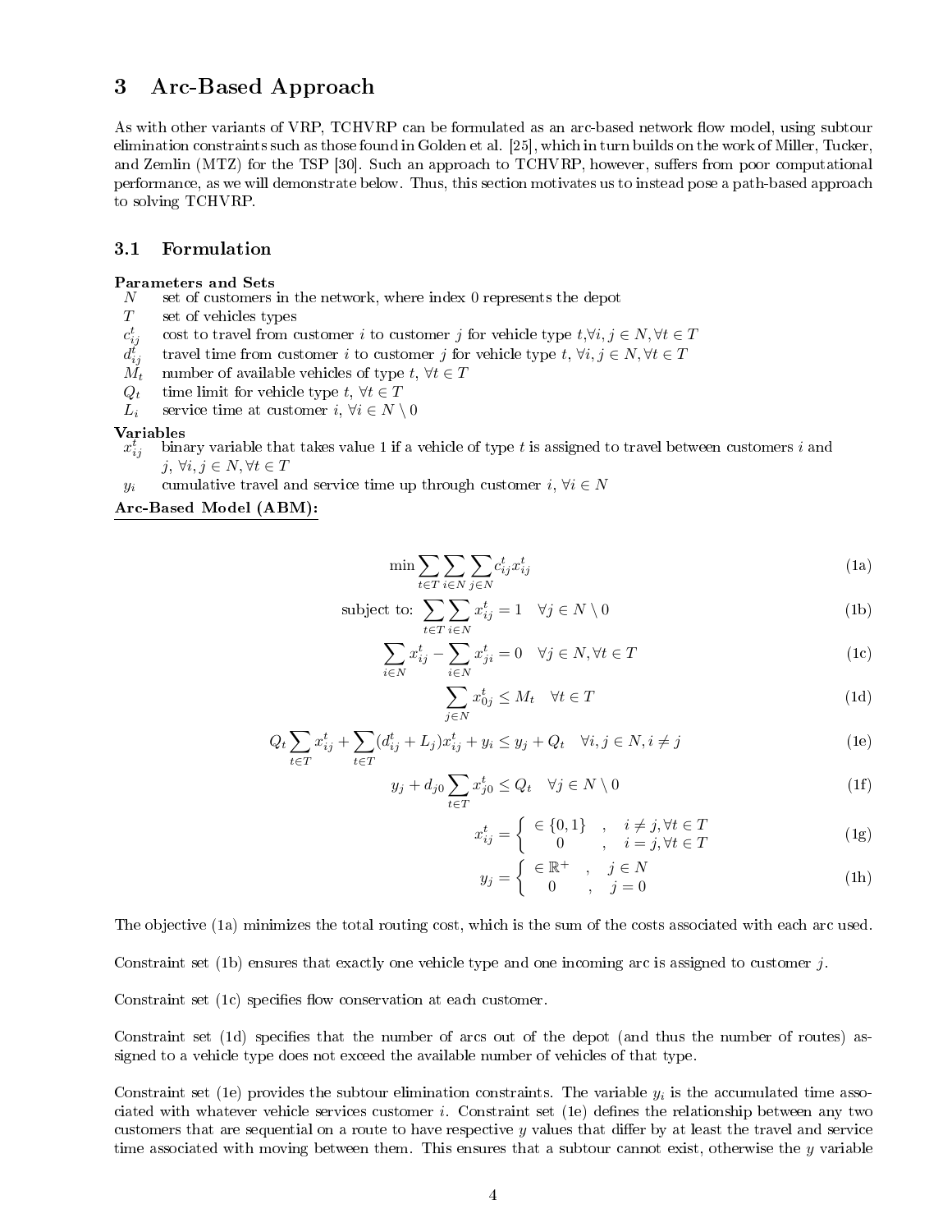# 3 Arc-Based Approach

As with other variants of VRP, TCHVRP can be formulated as an arc-based network flow model, using subtour elimination constraints such as those found in Golden et al. [25], which in turn builds on the work of Miller, Tucker, and Zemlin (MTZ) for the TSP [30]. Such an approach to TCHVRP, however, suffers from poor computational performance, as we will demonstrate below. Thus, this section motivates us to instead pose a path-based approach to solving TCHVRP.

## 3.1 Formulation

**Parameters and Sets**

- $N$ set of customers in the network, where index 0 represents the depot
- $T$ set of vehicles types
- $c_{ij}^t$ cost to travel from customer $i$ to customer $j$ for vehicle type $t, \forall i, j \in N, \forall t \in T$
- $d_{ij}^t$ travel time from customer $i$ to customer $j$ for vehicle type $t$, $\forall i, j \in N, \forall t \in T$
- $M_t$ number of available vehicles of type $t$, $\forall t \in T$
- $Q_t$ time limit for vehicle type $t$, $\forall t \in T$
- $L_i$ service time at customer $i$, $\forall i \in N \setminus 0$

**Variables**

- $x_{ij}^t$ binary variable that takes value 1 if a vehicle of type $t$ is assigned to travel between customers $i$ and $j$, $\forall i, j \in N, \forall t \in T$
- $y_i$ cumulative travel and service time up through customer $i$, $\forall i \in N$

**Arc-Based Model (ABM):**

$$\min \sum_{t \in T} \sum_{i \in N} \sum_{j \in N} c_{ij}^t x_{ij}^t \tag{1a}$$

$$\text{subject to: } \sum_{t \in T} \sum_{i \in N} x_{ij}^t = 1 \quad \forall j \in N \setminus 0 \tag{1b}$$

$$\sum_{i \in N} x_{ij}^t - \sum_{i \in N} x_{ji}^t = 0 \quad \forall j \in N, \forall t \in T \tag{1c}$$

$$\sum_{j \in N} x_{0j}^t \leq M_t \quad \forall t \in T \tag{1d}$$

$$Q_t \sum_{t \in T} x_{ij}^t + \sum_{t \in T} (d_{ij}^t + L_j) x_{ij}^t + y_i \leq y_j + Q_t \quad \forall i, j \in N, i \neq j \tag{1e}$$

$$y_j + d_{j0} \sum_{t \in T} x_{j0}^t \leq Q_t \quad \forall j \in N \setminus 0 \tag{1f}$$

$$x_{ij}^t = \begin{cases} \in \{0, 1\} & , \quad i \neq j, \forall t \in T \\ 0 & , \quad i = j, \forall t \in T \end{cases} \tag{1g}$$

$$y_j = \begin{cases} \in \mathbb{R}^+ & , \quad j \in N \\ 0 & , \quad j = 0 \end{cases} \tag{1h}$$

The objective (1a) minimizes the total routing cost, which is the sum of the costs associated with each arc used.

Constraint set (1b) ensures that exactly one vehicle type and one incoming arc is assigned to customer $j$.

Constraint set (1c) specifies flow conservation at each customer.

Constraint set (1d) specifies that the number of arcs out of the depot (and thus the number of routes) assigned to a vehicle type does not exceed the available number of vehicles of that type.

Constraint set (1e) provides the subtour elimination constraints. The variable $y_i$ is the accumulated time associated with whatever vehicle services customer $i$. Constraint set (1e) defines the relationship between any two customers that are sequential on a route to have respective $y$ values that differ by at least the travel and service time associated with moving between them. This ensures that a subtour cannot exist, otherwise the $y$ variable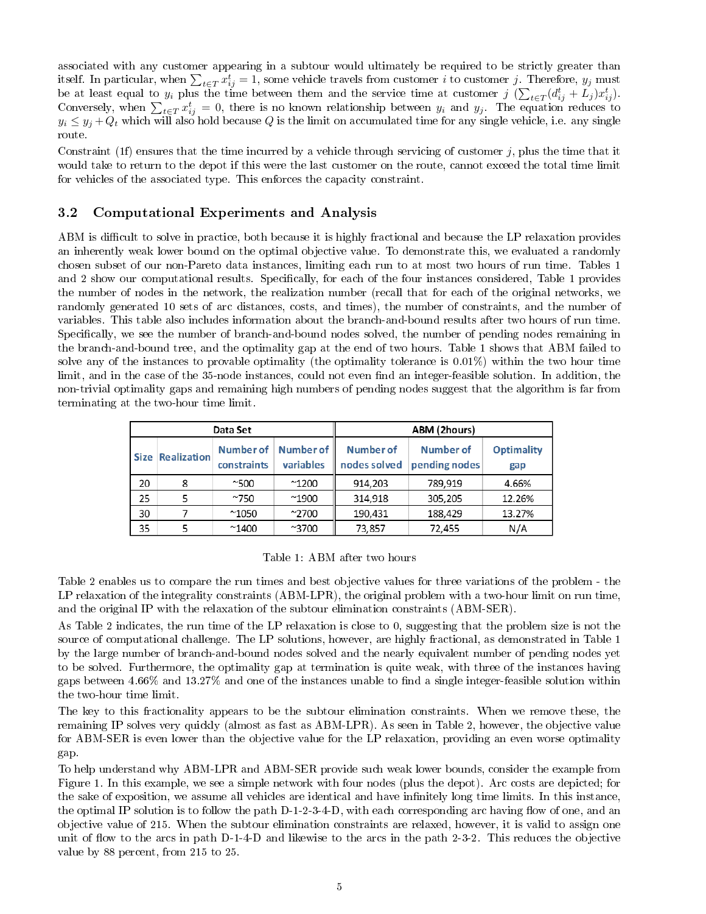associated with any customer appearing in a subtour would ultimately be required to be strictly greater than itself. In particular, when $\sum_{t \in T} x_{ij}^t = 1$, some vehicle travels from customer $i$ to customer $j$. Therefore, $y_j$ must be at least equal to $y_i$ plus the time between them and the service time at customer $j$ $(\sum_{t \in T}(d_{ij}^t + L_j)x_{ij}^t)$. Conversely, when $\sum_{t \in T} x_{ij}^t = 0$, there is no known relationship between $y_i$ and $y_j$. The equation reduces to $y_i \leq y_j + Q_t$ which will also hold because $Q$ is the limit on accumulated time for any single vehicle, i.e. any single route.

Constraint (1f) ensures that the time incurred by a vehicle through servicing of customer $j$, plus the time that it would take to return to the depot if this were the last customer on the route, cannot exceed the total time limit for vehicles of the associated type. This enforces the capacity constraint.

### 3.2 Computational Experiments and Analysis

ABM is difficult to solve in practice, both because it is highly fractional and because the LP relaxation provides an inherently weak lower bound on the optimal objective value. To demonstrate this, we evaluated a randomly chosen subset of our non-Pareto data instances, limiting each run to at most two hours of run time. Tables 1 and 2 show our computational results. Specifically, for each of the four instances considered, Table 1 provides the number of nodes in the network, the realization number (recall that for each of the original networks, we randomly generated 10 sets of arc distances, costs, and times), the number of constraints, and the number of variables. This table also includes information about the branch-and-bound results after two hours of run time. Specifically, we see the number of branch-and-bound nodes solved, the number of pending nodes remaining in the branch-and-bound tree, and the optimality gap at the end of two hours. Table 1 shows that ABM failed to solve any of the instances to provable optimality (the optimality tolerance is 0.01%) within the two hour time limit, and in the case of the 35-node instances, could not even find an integer-feasible solution. In addition, the non-trivial optimality gaps and remaining high numbers of pending nodes suggest that the algorithm is far from terminating at the two-hour time limit.

| Data Set | | | | ABM (2hours) | | |
|---|---|---|---|---|---|---|
| Size | Realization | Number of constraints | Number of variables | Number of nodes solved | Number of pending nodes | Optimality gap |
| 20 | 8 | ~500 | ~1200 | 914,203 | 789,919 | 4.66% |
| 25 | 5 | ~750 | ~1900 | 314,918 | 305,205 | 12.26% |
| 30 | 7 | ~1050 | ~2700 | 190,431 | 188,429 | 13.27% |
| 35 | 5 | ~1400 | ~3700 | 73,857 | 72,455 | N/A |

Table 1: ABM after two hours

Table 2 enables us to compare the run times and best objective values for three variations of the problem - the LP relaxation of the integrality constraints (ABM-LPR), the original problem with a two-hour limit on run time, and the original IP with the relaxation of the subtour elimination constraints (ABM-SER).

As Table 2 indicates, the run time of the LP relaxation is close to 0, suggesting that the problem size is not the source of computational challenge. The LP solutions, however, are highly fractional, as demonstrated in Table 1 by the large number of branch-and-bound nodes solved and the nearly equivalent number of pending nodes yet to be solved. Furthermore, the optimality gap at termination is quite weak, with three of the instances having gaps between 4.66% and 13.27% and one of the instances unable to find a single integer-feasible solution within the two-hour time limit.

The key to this fractionality appears to be the subtour elimination constraints. When we remove these, the remaining IP solves very quickly (almost as fast as ABM-LPR). As seen in Table 2, however, the objective value for ABM-SER is even lower than the objective value for the LP relaxation, providing an even worse optimality gap.

To help understand why ABM-LPR and ABM-SER provide such weak lower bounds, consider the example from Figure 1. In this example, we see a simple network with four nodes (plus the depot). Arc costs are depicted; for the sake of exposition, we assume all vehicles are identical and have infinitely long time limits. In this instance, the optimal IP solution is to follow the path D-1-2-3-4-D, with each corresponding arc having flow of one, and an objective value of 215. When the subtour elimination constraints are relaxed, however, it is valid to assign one unit of flow to the arcs in path D-1-4-D and likewise to the arcs in the path 2-3-2. This reduces the objective value by 88 percent, from 215 to 25.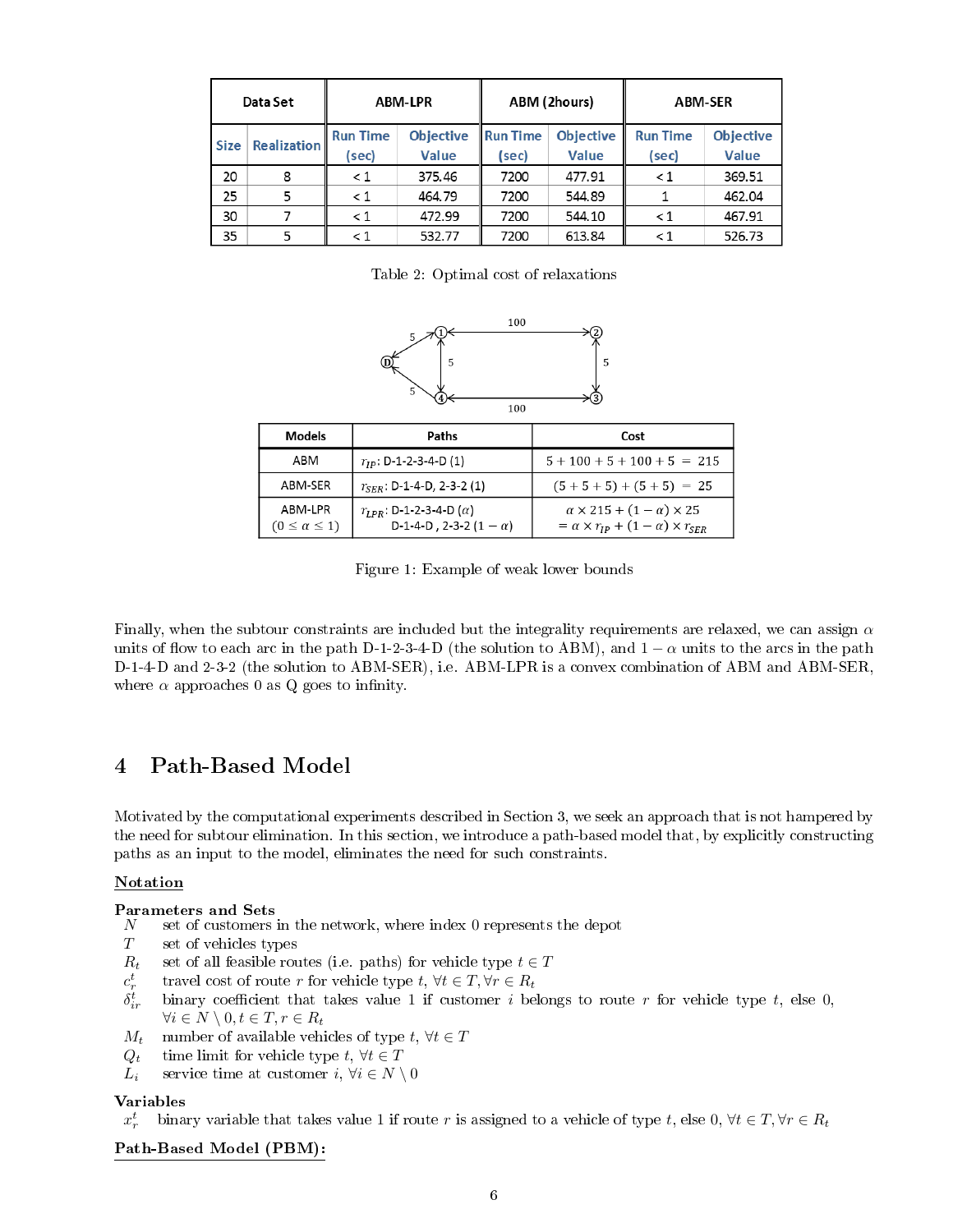| Data Set | | ABM-LPR | | ABM (2hours) | | ABM-SER | |
|---|---|---|---|---|---|---|---|
| Size | Realization | Run Time (sec) | Objective Value | Run Time (sec) | Objective Value | Run Time (sec) | Objective Value |
| 20 | 8 | < 1 | 375.46 | 7200 | 477.91 | < 1 | 369.51 |
| 25 | 5 | < 1 | 464.79 | 7200 | 544.89 | 1 | 462.04 |
| 30 | 7 | < 1 | 472.99 | 7200 | 544.10 | < 1 | 467.91 |
| 35 | 5 | < 1 | 532.77 | 7200 | 613.84 | < 1 | 526.73 |

Table 2: Optimal cost of relaxations

D
1
2
3
4
5
5
5
5
100
100

| Models | Paths | Cost |
|---|---|---|
| ABM | $r_{IP}$: D-1-2-3-4-D (1) | $5 + 100 + 5 + 100 + 5 = 215$ |
| ABM-SER | $r_{SER}$: D-1-4-D, 2-3-2 (1) | $(5 + 5 + 5) + (5 + 5) = 25$ |
| ABM-LPR ($0 \le \alpha \le 1$) | $r_{LPR}$: D-1-2-3-4-D ($\alpha$) D-1-4-D , 2-3-2 ($1 - \alpha$) | $\alpha \times 215 + (1 - \alpha) \times 25 = \alpha \times r_{IP} + (1 - \alpha) \times r_{SER}$ |

Figure 1: Example of weak lower bounds

Finally, when the subtour constraints are included but the integrality requirements are relaxed, we can assign $\alpha$ units of flow to each arc in the path D-1-2-3-4-D (the solution to ABM), and $1 - \alpha$ units to the arcs in the path D-1-4-D and 2-3-2 (the solution to ABM-SER), i.e. ABM-LPR is a convex combination of ABM and ABM-SER, where $\alpha$ approaches 0 as Q goes to infinity.

# 4 Path-Based Model

Motivated by the computational experiments described in Section 3, we seek an approach that is not hampered by the need for subtour elimination. In this section, we introduce a path-based model that, by explicitly constructing paths as an input to the model, eliminates the need for such constraints.

**Notation**

**Parameters and Sets**

- $N$ set of customers in the network, where index 0 represents the depot
- $T$ set of vehicles types
- $R_t$ set of all feasible routes (i.e. paths) for vehicle type $t \in T$
- $c_r^t$ travel cost of route $r$ for vehicle type $t$, $\forall t \in T, \forall r \in R_t$
- $\delta_{ir}^t$ binary coefficient that takes value 1 if customer $i$ belongs to route $r$ for vehicle type $t$, else 0, $\forall i \in N \setminus 0, t \in T, r \in R_t$
- $M_t$ number of available vehicles of type $t$, $\forall t \in T$
- $Q_t$ time limit for vehicle type $t$, $\forall t \in T$
- $L_i$ service time at customer $i$, $\forall i \in N \setminus 0$

**Variables**

- $x_r^t$ binary variable that takes value 1 if route $r$ is assigned to a vehicle of type $t$, else 0, $\forall t \in T, \forall r \in R_t$

**Path-Based Model (PBM):**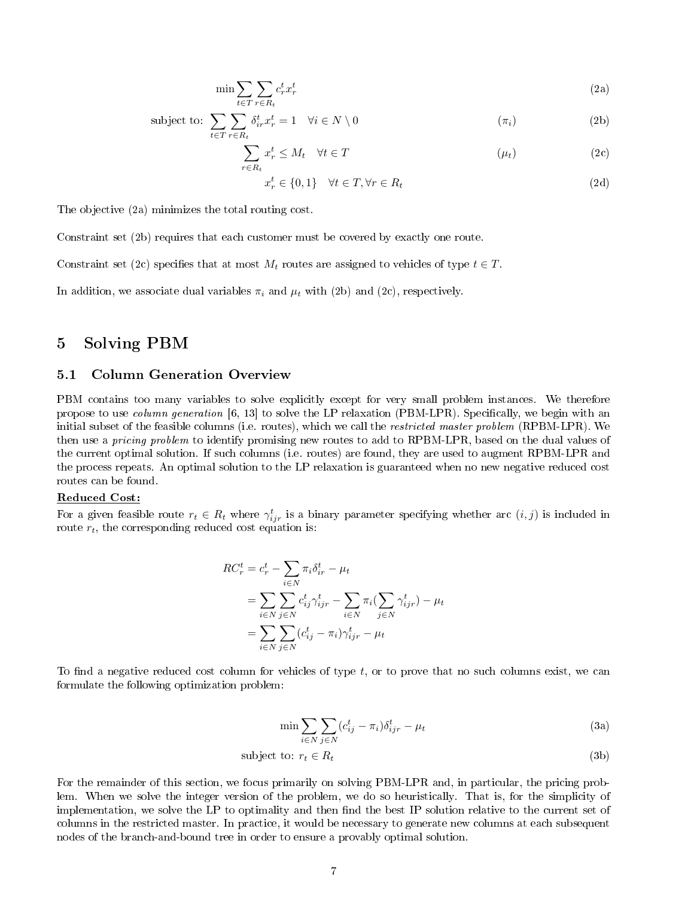$$\min \sum_{t \in T} \sum_{r \in R_t} c_r^t x_r^t \tag{2a}$$

$$\text{subject to: } \sum_{t \in T} \sum_{r \in R_t} \delta_{ir}^t x_r^t = 1 \quad \forall i \in N \setminus 0 \qquad (\pi_i) \tag{2b}$$

$$\sum_{r \in R_t} x_r^t \leq M_t \quad \forall t \in T \qquad (\mu_t) \tag{2c}$$

$$x_r^t \in \{0, 1\} \quad \forall t \in T, \forall r \in R_t \tag{2d}$$

The objective (2a) minimizes the total routing cost.

Constraint set (2b) requires that each customer must be covered by exactly one route.

Constraint set (2c) specifies that at most $M_t$ routes are assigned to vehicles of type $t \in T$.

In addition, we associate dual variables $\pi_i$ and $\mu_t$ with (2b) and (2c), respectively.

# 5 Solving PBM

## 5.1 Column Generation Overview

PBM contains too many variables to solve explicitly except for very small problem instances. We therefore propose to use *column generation* [6, 13] to solve the LP relaxation (PBM-LPR). Specifically, we begin with an initial subset of the feasible columns (i.e. routes), which we call the *restricted master problem* (RPBM-LPR). We then use a *pricing problem* to identify promising new routes to add to RPBM-LPR, based on the dual values of the current optimal solution. If such columns (i.e. routes) are found, they are used to augment RPBM-LPR and the process repeats. An optimal solution to the LP relaxation is guaranteed when no new negative reduced cost routes can be found.

**Reduced Cost:**

For a given feasible route $r_t \in R_t$ where $\gamma_{ijr}^t$ is a binary parameter specifying whether arc $(i, j)$ is included in route $r_t$, the corresponding reduced cost equation is:

$$\begin{aligned}
RC_r^t &= c_r^t - \sum_{i \in N} \pi_i \delta_{ir}^t - \mu_t \\
&= \sum_{i \in N} \sum_{j \in N} c_{ij}^t \gamma_{ijr}^t - \sum_{i \in N} \pi_i (\sum_{j \in N} \gamma_{ijr}^t) - \mu_t \\
&= \sum_{i \in N} \sum_{j \in N} (c_{ij}^t - \pi_i) \gamma_{ijr}^t - \mu_t
\end{aligned}$$

To find a negative reduced cost column for vehicles of type $t$, or to prove that no such columns exist, we can formulate the following optimization problem:

$$\min \sum_{i \in N} \sum_{j \in N} (c_{ij}^t - \pi_i) \delta_{ijr}^t - \mu_t \tag{3a}$$

$$\text{subject to: } r_t \in R_t \tag{3b}$$

For the remainder of this section, we focus primarily on solving PBM-LPR and, in particular, the pricing problem. When we solve the integer version of the problem, we do so heuristically. That is, for the simplicity of implementation, we solve the LP to optimality and then find the best IP solution relative to the current set of columns in the restricted master. In practice, it would be necessary to generate new columns at each subsequent nodes of the branch-and-bound tree in order to ensure a provably optimal solution.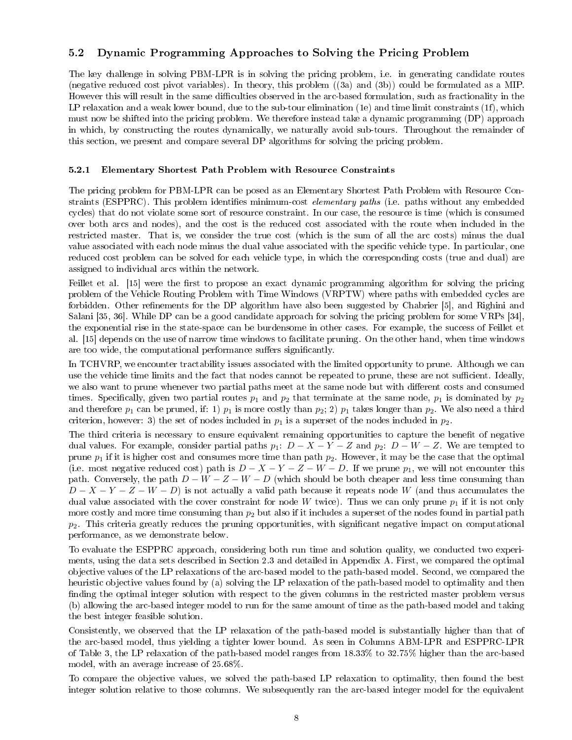## 5.2 Dynamic Programming Approaches to Solving the Pricing Problem

The key challenge in solving PBM-LPR is in solving the pricing problem, i.e. in generating candidate routes (negative reduced cost pivot variables). In theory, this problem ((3a) and (3b)) could be formulated as a MIP. However this will result in the same difficulties observed in the arc-based formulation, such as fractionality in the LP relaxation and a weak lower bound, due to the sub-tour elimination (1e) and time limit constraints (1f), which must now be shifted into the pricing problem. We therefore instead take a dynamic programming (DP) approach in which, by constructing the routes dynamically, we naturally avoid sub-tours. Throughout the remainder of this section, we present and compare several DP algorithms for solving the pricing problem.

### 5.2.1 Elementary Shortest Path Problem with Resource Constraints

The pricing problem for PBM-LPR can be posed as an Elementary Shortest Path Problem with Resource Constraints (ESPPRC). This problem identifies minimum-cost *elementary paths* (i.e. paths without any embedded cycles) that do not violate some sort of resource constraint. In our case, the resource is time (which is consumed over both arcs and nodes), and the cost is the reduced cost associated with the route when included in the restricted master. That is, we consider the true cost (which is the sum of all the arc costs) minus the dual value associated with each node minus the dual value associated with the specific vehicle type. In particular, one reduced cost problem can be solved for each vehicle type, in which the corresponding costs (true and dual) are assigned to individual arcs within the network.

Feillet et al. [15] were the first to propose an exact dynamic programming algorithm for solving the pricing problem of the Vehicle Routing Problem with Time Windows (VRPTW) where paths with embedded cycles are forbidden. Other refinements for the DP algorithm have also been suggested by Chabrier [5], and Righini and Salani [35, 36]. While DP can be a good candidate approach for solving the pricing problem for some VRPs [34], the exponential rise in the state-space can be burdensome in other cases. For example, the success of Feillet et al. [15] depends on the use of narrow time windows to facilitate pruning. On the other hand, when time windows are too wide, the computational performance suffers significantly.

In TCHVRP, we encounter tractability issues associated with the limited opportunity to prune. Although we can use the vehicle time limits and the fact that nodes cannot be repeated to prune, these are not sufficient. Ideally, we also want to prune whenever two partial paths meet at the same node but with different costs and consumed times. Specifically, given two partial routes $p_1$ and $p_2$ that terminate at the same node, $p_1$ is dominated by $p_2$ and therefore $p_1$ can be pruned, if: 1) $p_1$ is more costly than $p_2$; 2) $p_1$ takes longer than $p_2$. We also need a third criterion, however: 3) the set of nodes included in $p_1$ is a superset of the nodes included in $p_2$.

The third criteria is necessary to ensure equivalent remaining opportunities to capture the benefit of negative dual values. For example, consider partial paths $p_1$: $D-X-Y-Z$ and $p_2$: $D-W-Z$. We are tempted to prune $p_1$ if it is higher cost and consumes more time than path $p_2$. However, it may be the case that the optimal (i.e. most negative reduced cost) path is $D-X-Y-Z-W-D$. If we prune $p_1$, we will not encounter this path. Conversely, the path $D-W-Z-W-D$ (which should be both cheaper and less time consuming than $D-X-Y-Z-W-D$) is not actually a valid path because it repeats node $W$ (and thus accumulates the dual value associated with the cover constraint for node $W$ twice). Thus we can only prune $p_1$ if it is not only more costly and more time consuming than $p_2$ but also if it includes a superset of the nodes found in partial path $p_2$. This criteria greatly reduces the pruning opportunities, with significant negative impact on computational performance, as we demonstrate below.

To evaluate the ESPPRC approach, considering both run time and solution quality, we conducted two experiments, using the data sets described in Section 2.3 and detailed in Appendix A. First, we compared the optimal objective values of the LP relaxations of the arc-based model to the path-based model. Second, we compared the heuristic objective values found by (a) solving the LP relaxation of the path-based model to optimality and then finding the optimal integer solution with respect to the given columns in the restricted master problem versus (b) allowing the arc-based integer model to run for the same amount of time as the path-based model and taking the best integer feasible solution.

Consistently, we observed that the LP relaxation of the path-based model is substantially higher than that of the arc-based model, thus yielding a tighter lower bound. As seen in Columns ABM-LPR and ESPPRC-LPR of Table 3, the LP relaxation of the path-based model ranges from 18.33% to 32.75% higher than the arc-based model, with an average increase of 25.68%.

To compare the objective values, we solved the path-based LP relaxation to optimality, then found the best integer solution relative to those columns. We subsequently ran the arc-based integer model for the equivalent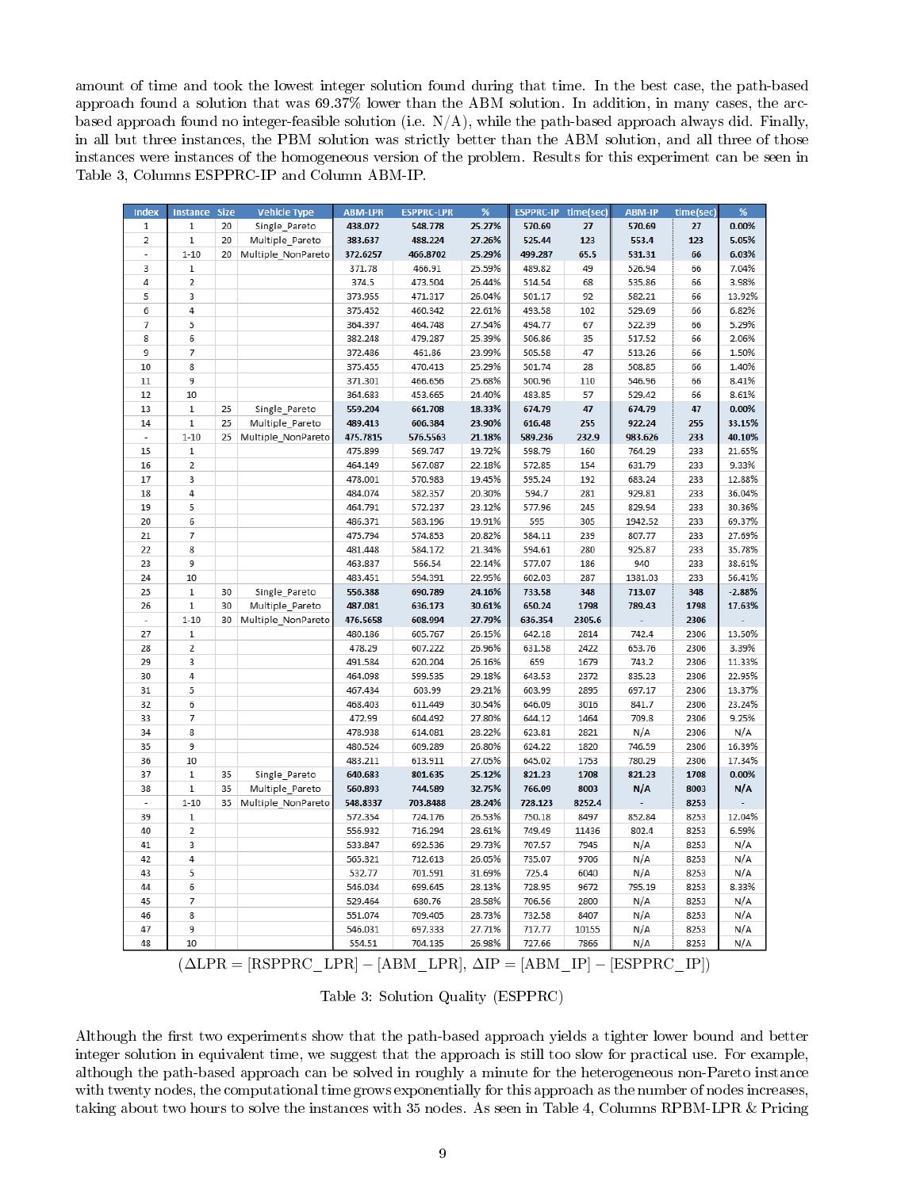amount of time and took the lowest integer solution found during that time. In the best case, the path-based approach found a solution that was 69.37% lower than the ABM solution. In addition, in many cases, the arc-based approach found no integer-feasible solution (i.e. N/A), while the path-based approach always did. Finally, in all but three instances, the PBM solution was strictly better than the ABM solution, and all three of those instances were instances of the homogeneous version of the problem. Results for this experiment can be seen in Table 3, Columns ESPPRC-IP and Column ABM-IP.

| Index | Instance | Size | Vehicle Type | ABM-LPR | ESPPRC-LPR | % | ESPPRC-IP | time(sec) | ABM-IP | time(sec) | % |
|---|---|---|---|---|---|---|---|---|---|---|---|
| 1 | 1 | 20 | Single_Pareto | **438.072** | **548.778** | **25.27%** | **570.69** | **27** | **570.69** | **27** | **0.00%** |
| 2 | 1 | 20 | Multiple_Pareto | **383.637** | **488.224** | **27.26%** | **525.44** | **123** | **553.4** | **123** | **5.05%** |
| - | 1-10 | 20 | Multiple_NonPareto | **372.6257** | **466.8702** | **25.29%** | **499.287** | **65.5** | **531.31** | **66** | **6.03%** |
| 3 | 1 | | | 371.78 | 466.91 | 25.59% | 489.82 | 49 | 526.94 | 66 | 7.04% |
| 4 | 2 | | | 374.5 | 473.504 | 26.44% | 514.54 | 68 | 535.86 | 66 | 3.98% |
| 5 | 3 | | | 373.955 | 471.317 | 26.04% | 501.17 | 92 | 582.21 | 66 | 13.92% |
| 6 | 4 | | | 375.452 | 460.342 | 22.61% | 493.58 | 102 | 529.69 | 66 | 6.82% |
| 7 | 5 | | | 364.397 | 464.748 | 27.54% | 494.77 | 67 | 522.39 | 66 | 5.29% |
| 8 | 6 | | | 382.248 | 479.287 | 25.39% | 506.86 | 35 | 517.52 | 66 | 2.06% |
| 9 | 7 | | | 372.486 | 461.86 | 23.99% | 505.58 | 47 | 513.26 | 66 | 1.50% |
| 10 | 8 | | | 375.455 | 470.413 | 25.29% | 501.74 | 28 | 508.85 | 66 | 1.40% |
| 11 | 9 | | | 371.301 | 466.656 | 25.68% | 500.96 | 110 | 546.96 | 66 | 8.41% |
| 12 | 10 | | | 364.683 | 453.665 | 24.40% | 483.85 | 57 | 529.42 | 66 | 8.61% |
| 13 | 1 | 25 | Single_Pareto | **559.204** | **661.708** | **18.33%** | **674.79** | **47** | **674.79** | **47** | **0.00%** |
| 14 | 1 | 25 | Multiple_Pareto | **489.413** | **606.384** | **23.90%** | **616.48** | **255** | **922.24** | **255** | **33.15%** |
| - | 1-10 | 25 | Multiple_NonPareto | **475.7815** | **576.5563** | **21.18%** | **589.236** | **232.9** | **983.626** | **233** | **40.10%** |
| 15 | 1 | | | 475.899 | 569.747 | 19.72% | 598.79 | 160 | 764.29 | 233 | 21.65% |
| 16 | 2 | | | 464.149 | 567.087 | 22.18% | 572.85 | 154 | 631.79 | 233 | 9.33% |
| 17 | 3 | | | 478.001 | 570.983 | 19.45% | 595.24 | 192 | 683.24 | 233 | 12.88% |
| 18 | 4 | | | 484.074 | 582.357 | 20.30% | 594.7 | 281 | 929.81 | 233 | 36.04% |
| 19 | 5 | | | 464.791 | 572.237 | 23.12% | 577.96 | 245 | 829.94 | 233 | 30.36% |
| 20 | 6 | | | 486.371 | 583.196 | 19.91% | 595 | 305 | 1942.52 | 233 | 69.37% |
| 21 | 7 | | | 475.794 | 574.853 | 20.82% | 584.11 | 239 | 807.77 | 233 | 27.69% |
| 22 | 8 | | | 481.448 | 584.172 | 21.34% | 594.61 | 280 | 925.87 | 233 | 35.78% |
| 23 | 9 | | | 463.837 | 566.54 | 22.14% | 577.07 | 186 | 940 | 233 | 38.61% |
| 24 | 10 | | | 483.451 | 594.391 | 22.95% | 602.03 | 287 | 1381.03 | 233 | 56.41% |
| 25 | 1 | 30 | Single_Pareto | **556.388** | **690.789** | **24.16%** | **733.58** | **348** | **713.07** | **348** | **-2.88%** |
| 26 | 1 | 30 | Multiple_Pareto | **487.081** | **636.173** | **30.61%** | **650.24** | **1798** | **789.43** | **1798** | **17.63%** |
| - | 1-10 | 30 | Multiple_NonPareto | **476.5658** | **608.994** | **27.79%** | **636.354** | **2305.6** | **-** | **2306** | **-** |
| 27 | 1 | | | 480.186 | 605.767 | 26.15% | 642.18 | 2814 | 742.4 | 2306 | 13.50% |
| 28 | 2 | | | 478.29 | 607.222 | 26.96% | 631.58 | 2422 | 653.76 | 2306 | 3.39% |
| 29 | 3 | | | 491.584 | 620.204 | 26.16% | 659 | 1679 | 743.2 | 2306 | 11.33% |
| 30 | 4 | | | 464.098 | 599.535 | 29.18% | 643.53 | 2372 | 835.23 | 2306 | 22.95% |
| 31 | 5 | | | 467.434 | 603.99 | 29.21% | 603.99 | 2895 | 697.17 | 2306 | 13.37% |
| 32 | 6 | | | 468.403 | 611.449 | 30.54% | 646.09 | 3016 | 841.7 | 2306 | 23.24% |
| 33 | 7 | | | 472.99 | 604.492 | 27.80% | 644.12 | 1464 | 709.8 | 2306 | 9.25% |
| 34 | 8 | | | 478.938 | 614.081 | 28.22% | 623.81 | 2821 | N/A | 2306 | N/A |
| 35 | 9 | | | 480.524 | 609.289 | 26.80% | 624.22 | 1820 | 746.59 | 2306 | 16.39% |
| 36 | 10 | | | 483.211 | 613.911 | 27.05% | 645.02 | 1753 | 780.29 | 2306 | 17.34% |
| 37 | 1 | 35 | Single_Pareto | **640.683** | **801.635** | **25.12%** | **821.23** | **1708** | **821.23** | **1708** | **0.00%** |
| 38 | 1 | 35 | Multiple_Pareto | **560.893** | **744.589** | **32.75%** | **766.09** | **8003** | **N/A** | **8003** | **N/A** |
| - | 1-10 | 35 | Multiple_NonPareto | **548.8337** | **703.8488** | **28.24%** | **728.123** | **8252.4** | **-** | **8253** | **-** |
| 39 | 1 | | | 572.354 | 724.176 | 26.53% | 750.18 | 8497 | 852.84 | 8253 | 12.04% |
| 40 | 2 | | | 556.932 | 716.294 | 28.61% | 749.49 | 11436 | 802.4 | 8253 | 6.59% |
| 41 | 3 | | | 533.847 | 692.536 | 29.73% | 707.57 | 7945 | N/A | 8253 | N/A |
| 42 | 4 | | | 565.321 | 712.613 | 26.05% | 735.07 | 9706 | N/A | 8253 | N/A |
| 43 | 5 | | | 532.77 | 701.591 | 31.69% | 725.4 | 6040 | N/A | 8253 | N/A |
| 44 | 6 | | | 546.034 | 699.645 | 28.13% | 728.95 | 9672 | 795.19 | 8253 | 8.33% |
| 45 | 7 | | | 529.464 | 680.76 | 28.58% | 706.56 | 2800 | N/A | 8253 | N/A |
| 46 | 8 | | | 551.074 | 709.405 | 28.73% | 732.58 | 8407 | N/A | 8253 | N/A |
| 47 | 9 | | | 546.031 | 697.333 | 27.71% | 717.77 | 10155 | N/A | 8253 | N/A |
| 48 | 10 | | | 554.51 | 704.135 | 26.98% | 727.66 | 7866 | N/A | 8253 | N/A |

($\Delta$LPR = [RSPPRC_LPR] − [ABM_LPR], $\Delta$IP = [ABM_IP] − [ESPPRC_IP])

Table 3: Solution Quality (ESPPRC)

Although the first two experiments show that the path-based approach yields a tighter lower bound and better integer solution in equivalent time, we suggest that the approach is still too slow for practical use. For example, although the path-based approach can be solved in roughly a minute for the heterogeneous non-Pareto instance with twenty nodes, the computational time grows exponentially for this approach as the number of nodes increases, taking about two hours to solve the instances with 35 nodes. As seen in Table 4, Columns RPBM-LPR & Pricing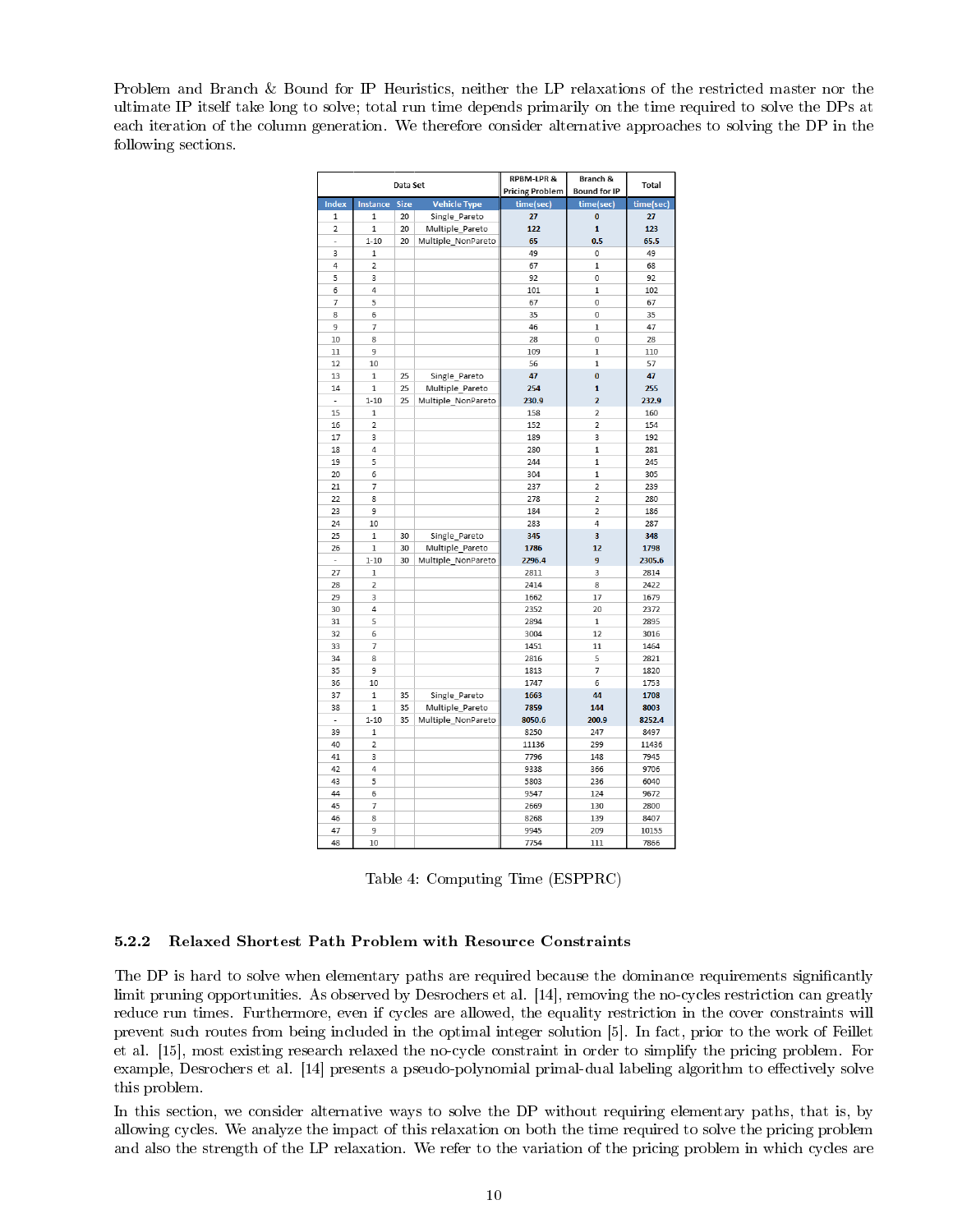Problem and Branch & Bound for IP Heuristics, neither the LP relaxations of the restricted master nor the ultimate IP itself take long to solve; total run time depends primarily on the time required to solve the DPs at each iteration of the column generation. We therefore consider alternative approaches to solving the DP in the following sections.

| Data Set | | | | RPBM-LPR & Pricing Problem | Branch & Bound for IP | Total |
|---|---|---|---|---|---|---|
| Index | Instance | Size | Vehicle Type | time(sec) | time(sec) | time(sec) |
| 1 | 1 | 20 | Single_Pareto | **27** | **0** | **27** |
| 2 | 1 | 20 | Multiple_Pareto | **122** | **1** | **123** |
| - | 1-10 | 20 | Multiple_NonPareto | **65** | **0.5** | **65.5** |
| 3 | 1 | | | 49 | 0 | 49 |
| 4 | 2 | | | 67 | 1 | 68 |
| 5 | 3 | | | 92 | 0 | 92 |
| 6 | 4 | | | 101 | 1 | 102 |
| 7 | 5 | | | 67 | 0 | 67 |
| 8 | 6 | | | 35 | 0 | 35 |
| 9 | 7 | | | 46 | 1 | 47 |
| 10 | 8 | | | 28 | 0 | 28 |
| 11 | 9 | | | 109 | 1 | 110 |
| 12 | 10 | | | 56 | 1 | 57 |
| 13 | 1 | 25 | Single_Pareto | **47** | **0** | **47** |
| 14 | 1 | 25 | Multiple_Pareto | **254** | **1** | **255** |
| - | 1-10 | 25 | Multiple_NonPareto | **230.9** | **2** | **232.9** |
| 15 | 1 | | | 158 | 2 | 160 |
| 16 | 2 | | | 152 | 2 | 154 |
| 17 | 3 | | | 189 | 3 | 192 |
| 18 | 4 | | | 280 | 1 | 281 |
| 19 | 5 | | | 244 | 1 | 245 |
| 20 | 6 | | | 304 | 1 | 305 |
| 21 | 7 | | | 237 | 2 | 239 |
| 22 | 8 | | | 278 | 2 | 280 |
| 23 | 9 | | | 184 | 2 | 186 |
| 24 | 10 | | | 283 | 4 | 287 |
| 25 | 1 | 30 | Single_Pareto | **345** | **3** | **348** |
| 26 | 1 | 30 | Multiple_Pareto | **1786** | **12** | **1798** |
| - | 1-10 | 30 | Multiple_NonPareto | **2296.4** | **9** | **2305.6** |
| 27 | 1 | | | 2811 | 3 | 2814 |
| 28 | 2 | | | 2414 | 8 | 2422 |
| 29 | 3 | | | 1662 | 17 | 1679 |
| 30 | 4 | | | 2352 | 20 | 2372 |
| 31 | 5 | | | 2894 | 1 | 2895 |
| 32 | 6 | | | 3004 | 12 | 3016 |
| 33 | 7 | | | 1451 | 11 | 1464 |
| 34 | 8 | | | 2816 | 5 | 2821 |
| 35 | 9 | | | 1813 | 7 | 1820 |
| 36 | 10 | | | 1747 | 6 | 1753 |
| 37 | 1 | 35 | Single_Pareto | **1663** | **44** | **1708** |
| 38 | 1 | 35 | Multiple_Pareto | **7859** | **144** | **8003** |
| - | 1-10 | 35 | Multiple_NonPareto | **8050.6** | **200.9** | **8252.4** |
| 39 | 1 | | | 8250 | 247 | 8497 |
| 40 | 2 | | | 11136 | 299 | 11436 |
| 41 | 3 | | | 7796 | 148 | 7945 |
| 42 | 4 | | | 9338 | 366 | 9706 |
| 43 | 5 | | | 5803 | 236 | 6040 |
| 44 | 6 | | | 9547 | 124 | 9672 |
| 45 | 7 | | | 2669 | 130 | 2800 |
| 46 | 8 | | | 8268 | 139 | 8407 |
| 47 | 9 | | | 9945 | 209 | 10155 |
| 48 | 10 | | | 7754 | 111 | 7866 |

Table 4: Computing Time (ESPPRC)

### 5.2.2 Relaxed Shortest Path Problem with Resource Constraints

The DP is hard to solve when elementary paths are required because the dominance requirements significantly limit pruning opportunities. As observed by Desrochers et al. [14], removing the no-cycles restriction can greatly reduce run times. Furthermore, even if cycles are allowed, the equality restriction in the cover constraints will prevent such routes from being included in the optimal integer solution [5]. In fact, prior to the work of Feillet et al. [15], most existing research relaxed the no-cycle constraint in order to simplify the pricing problem. For example, Desrochers et al. [14] presents a pseudo-polynomial primal-dual labeling algorithm to effectively solve this problem.

In this section, we consider alternative ways to solve the DP without requiring elementary paths, that is, by allowing cycles. We analyze the impact of this relaxation on both the time required to solve the pricing problem and also the strength of the LP relaxation. We refer to the variation of the pricing problem in which cycles are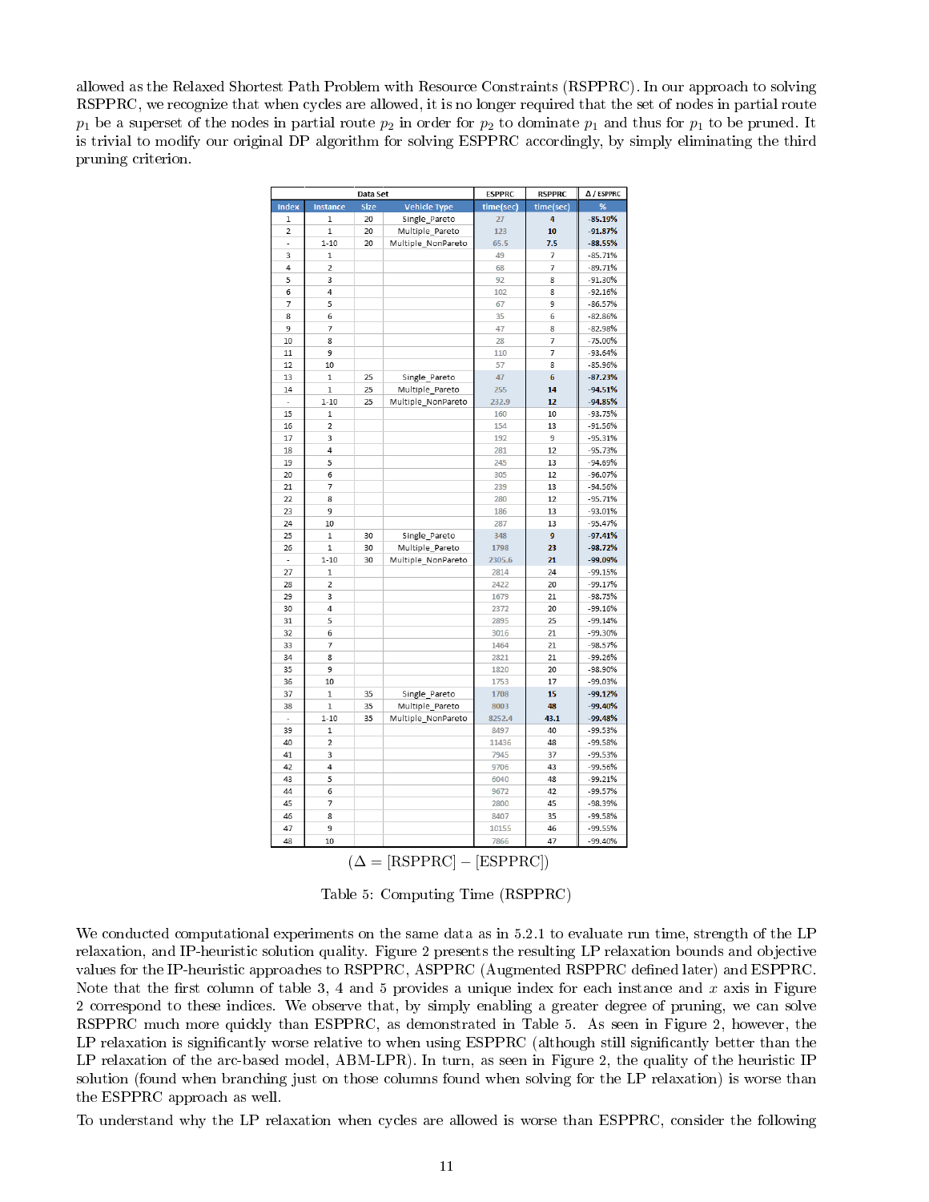allowed as the Relaxed Shortest Path Problem with Resource Constraints (RSPPRC). In our approach to solving RSPPRC, we recognize that when cycles are allowed, it is no longer required that the set of nodes in partial route $p_1$ be a superset of the nodes in partial route $p_2$ in order for $p_2$ to dominate $p_1$ and thus for $p_1$ to be pruned. It is trivial to modify our original DP algorithm for solving ESPPRC accordingly, by simply eliminating the third pruning criterion.

| | Data Set | | | ESPPRC | RSPPRC | Δ / ESPPRC |
|---|---|---|---|---|---|---|
| Index | Instance | Size | Vehicle Type | time(sec) | time(sec) | % |
| 1 | 1 | 20 | Single_Pareto | 27 | 4 | -85.19% |
| 2 | 1 | 20 | Multiple_Pareto | 123 | 10 | -91.87% |
| - | 1-10 | 20 | Multiple_NonPareto | 65.5 | 7.5 | -88.55% |
| 3 | 1 | | | 49 | 7 | -85.71% |
| 4 | 2 | | | 68 | 7 | -89.71% |
| 5 | 3 | | | 92 | 8 | -91.30% |
| 6 | 4 | | | 102 | 8 | -92.16% |
| 7 | 5 | | | 67 | 9 | -86.57% |
| 8 | 6 | | | 35 | 6 | -82.86% |
| 9 | 7 | | | 47 | 8 | -82.98% |
| 10 | 8 | | | 28 | 7 | -75.00% |
| 11 | 9 | | | 110 | 7 | -93.64% |
| 12 | 10 | | | 57 | 8 | -85.96% |
| 13 | 1 | 25 | Single_Pareto | 47 | 6 | -87.23% |
| 14 | 1 | 25 | Multiple_Pareto | 255 | 14 | -94.51% |
| - | 1-10 | 25 | Multiple_NonPareto | 232.9 | 12 | -94.85% |
| 15 | 1 | | | 160 | 10 | -93.75% |
| 16 | 2 | | | 154 | 13 | -91.56% |
| 17 | 3 | | | 192 | 9 | -95.31% |
| 18 | 4 | | | 281 | 12 | -95.73% |
| 19 | 5 | | | 245 | 13 | -94.69% |
| 20 | 6 | | | 305 | 12 | -96.07% |
| 21 | 7 | | | 239 | 13 | -94.56% |
| 22 | 8 | | | 280 | 12 | -95.71% |
| 23 | 9 | | | 186 | 13 | -93.01% |
| 24 | 10 | | | 287 | 13 | -95.47% |
| 25 | 1 | 30 | Single_Pareto | 348 | 9 | -97.41% |
| 26 | 1 | 30 | Multiple_Pareto | 1798 | 23 | -98.72% |
| - | 1-10 | 30 | Multiple_NonPareto | 2305.6 | 21 | -99.09% |
| 27 | 1 | | | 2814 | 24 | -99.15% |
| 28 | 2 | | | 2422 | 20 | -99.17% |
| 29 | 3 | | | 1679 | 21 | -98.75% |
| 30 | 4 | | | 2372 | 20 | -99.16% |
| 31 | 5 | | | 2895 | 25 | -99.14% |
| 32 | 6 | | | 3016 | 21 | -99.30% |
| 33 | 7 | | | 1464 | 21 | -98.57% |
| 34 | 8 | | | 2821 | 21 | -99.26% |
| 35 | 9 | | | 1820 | 20 | -98.90% |
| 36 | 10 | | | 1753 | 17 | -99.03% |
| 37 | 1 | 35 | Single_Pareto | 1708 | 15 | -99.12% |
| 38 | 1 | 35 | Multiple_Pareto | 8003 | 48 | -99.40% |
| - | 1-10 | 35 | Multiple_NonPareto | 8252.4 | 43.1 | -99.48% |
| 39 | 1 | | | 8497 | 40 | -99.53% |
| 40 | 2 | | | 11436 | 48 | -99.58% |
| 41 | 3 | | | 7945 | 37 | -99.53% |
| 42 | 4 | | | 9706 | 43 | -99.56% |
| 43 | 5 | | | 6040 | 48 | -99.21% |
| 44 | 6 | | | 9672 | 42 | -99.57% |
| 45 | 7 | | | 2800 | 45 | -98.39% |
| 46 | 8 | | | 8407 | 35 | -99.58% |
| 47 | 9 | | | 10155 | 46 | -99.55% |
| 48 | 10 | | | 7866 | 47 | -99.40% |

($\Delta$ = [RSPPRC] − [ESPPRC])

Table 5: Computing Time (RSPPRC)

We conducted computational experiments on the same data as in 5.2.1 to evaluate run time, strength of the LP relaxation, and IP-heuristic solution quality. Figure 2 presents the resulting LP relaxation bounds and objective values for the IP-heuristic approaches to RSPPRC, ASPPRC (Augmented RSPPRC defined later) and ESPPRC. Note that the first column of table 3, 4 and 5 provides a unique index for each instance and $x$ axis in Figure 2 correspond to these indices. We observe that, by simply enabling a greater degree of pruning, we can solve RSPPRC much more quickly than ESPPRC, as demonstrated in Table 5. As seen in Figure 2, however, the LP relaxation is significantly worse relative to when using ESPPRC (although still significantly better than the LP relaxation of the arc-based model, ABM-LPR). In turn, as seen in Figure 2, the quality of the heuristic IP solution (found when branching just on those columns found when solving for the LP relaxation) is worse than the ESPPRC approach as well.

To understand why the LP relaxation when cycles are allowed is worse than ESPPRC, consider the following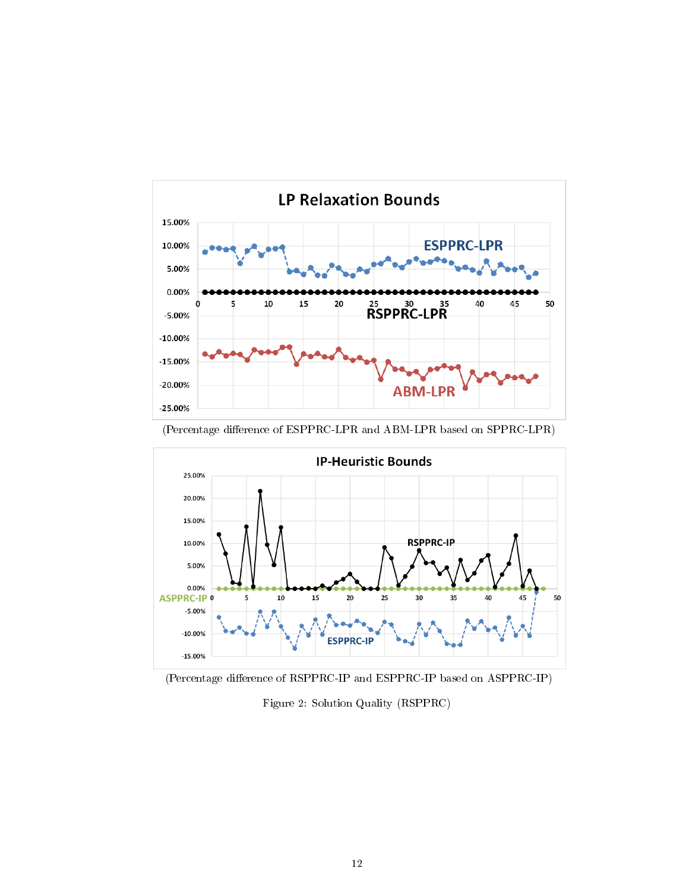LP Relaxation Bounds

15.00%
10.00%
5.00%
0.00%
-5.00%
-10.00%
-15.00%
-20.00%
-25.00%

0 5 10 15 20 25 30 35 40 45 50

ESPPRC-LPR
RSPPRC-LPR
ABM-LPR

(Percentage difference of ESPPRC-LPR and ABM-LPR based on SPPRC-LPR)

IP-Heuristic Bounds

25.00%
20.00%
15.00%
10.00%
5.00%
0.00%
-5.00%
-10.00%
-15.00%

0 5 10 15 20 25 30 35 40 45 50

RSPPRC-IP
ASPPRC-IP
ESPPRC-IP

(Percentage difference of RSPPRC-IP and ESPPRC-IP based on ASPPRC-IP)

Figure 2: Solution Quality (RSPPRC)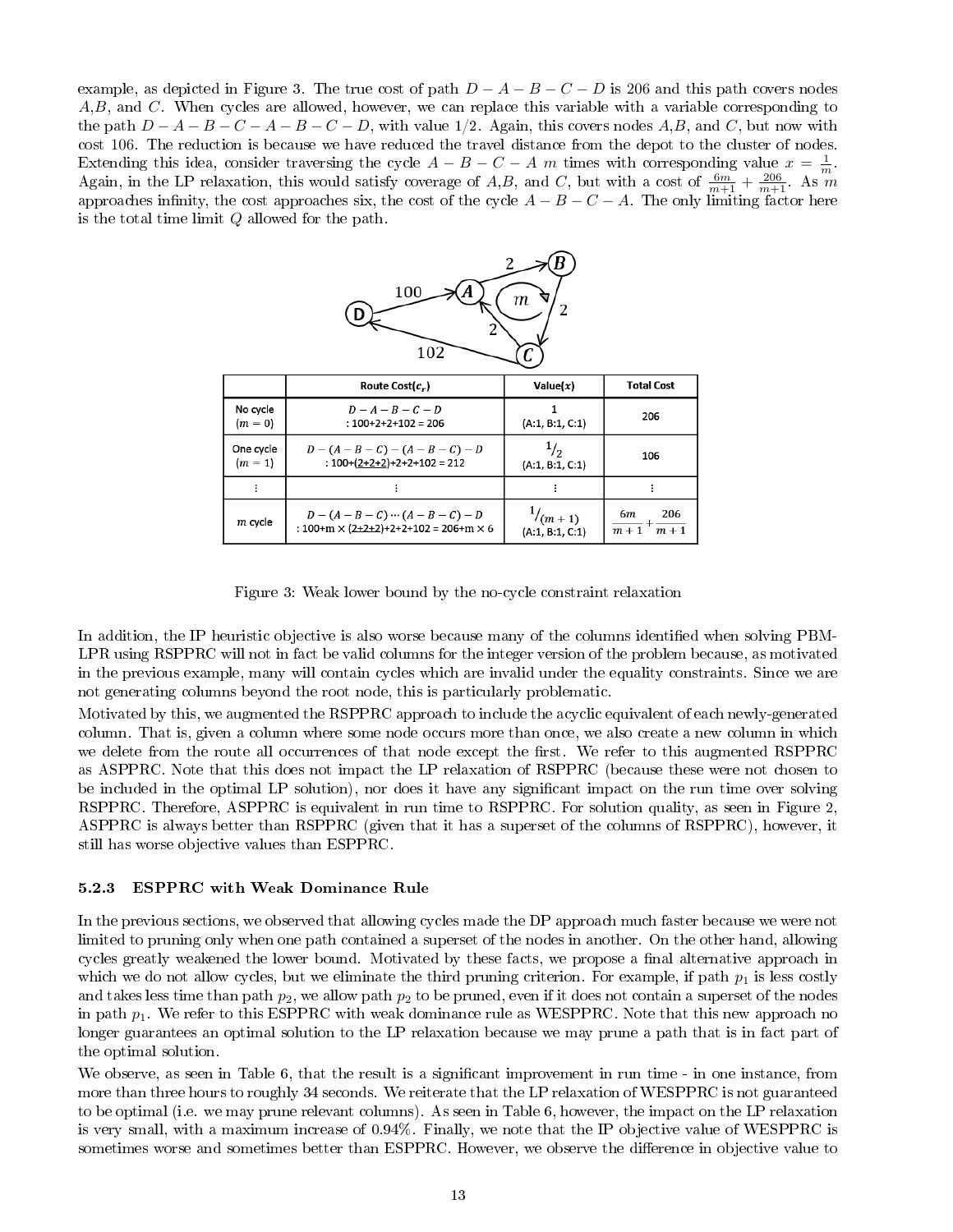example, as depicted in Figure 3. The true cost of path $D-A-B-C-D$ is 206 and this path covers nodes A,B, and C. When cycles are allowed, however, we can replace this variable with a variable corresponding to the path $D-A-B-C-A-B-C-D$, with value 1/2. Again, this covers nodes A,B, and C, but now with cost 106. The reduction is because we have reduced the travel distance from the depot to the cluster of nodes. Extending this idea, consider traversing the cycle $A-B-C-A$ $m$ times with corresponding value $x=\frac{1}{m}$. Again, in the LP relaxation, this would satisfy coverage of A,B, and C, but with a cost of $\frac{6m}{m+1}+\frac{206}{m+1}$. As $m$ approaches infinity, the cost approaches six, the cost of the cycle $A-B-C-A$. The only limiting factor here is the total time limit $Q$ allowed for the path.

100

2

2

2

102

$m$

D

A

B

C

| | Route Cost($c_r$) | Value($x$) | Total Cost |
|---|---|---|---|
| No cycle ($m=0$) | $D-A-B-C-D$ : 100+2+2+102 = 206 | 1 (A:1, B:1, C:1) | 206 |
| One cycle ($m=1$) | $D-(A-B-C)-(A-B-C)-D$ : 100+(2+2+2)+2+2+102 = 212 | $1/2$ (A:1, B:1, C:1) | 106 |
| ⋮ | ⋮ | ⋮ | ⋮ |
| $m$ cycle | $D-(A-B-C)\cdots(A-B-C)-D$ : 100+m × (2+2+2)+2+2+102 = 206+m × 6 | $1/(m+1)$ (A:1, B:1, C:1) | $\frac{6m}{m+1}+\frac{206}{m+1}$ |

Figure 3: Weak lower bound by the no-cycle constraint relaxation

In addition, the IP heuristic objective is also worse because many of the columns identified when solving PBM-LPR using RSPPRC will not in fact be valid columns for the integer version of the problem because, as motivated in the previous example, many will contain cycles which are invalid under the equality constraints. Since we are not generating columns beyond the root node, this is particularly problematic.

Motivated by this, we augmented the RSPPRC approach to include the acyclic equivalent of each newly-generated column. That is, given a column where some node occurs more than once, we also create a new column in which we delete from the route all occurrences of that node except the first. We refer to this augmented RSPPRC as ASPPRC. Note that this does not impact the LP relaxation of RSPPRC (because these were not chosen to be included in the optimal LP solution), nor does it have any significant impact on the run time over solving RSPPRC. Therefore, ASPPRC is equivalent in run time to RSPPRC. For solution quality, as seen in Figure 2, ASPPRC is always better than RSPPRC (given that it has a superset of the columns of RSPPRC), however, it still has worse objective values than ESPPRC.

### 5.2.3 ESPPRC with Weak Dominance Rule

In the previous sections, we observed that allowing cycles made the DP approach much faster because we were not limited to pruning only when one path contained a superset of the nodes in another. On the other hand, allowing cycles greatly weakened the lower bound. Motivated by these facts, we propose a final alternative approach in which we do not allow cycles, but we eliminate the third pruning criterion. For example, if path $p_1$ is less costly and takes less time than path $p_2$, we allow path $p_2$ to be pruned, even if it does not contain a superset of the nodes in path $p_1$. We refer to this ESPPRC with weak dominance rule as WESPPRC. Note that this new approach no longer guarantees an optimal solution to the LP relaxation because we may prune a path that is in fact part of the optimal solution.

We observe, as seen in Table 6, that the result is a significant improvement in run time - in one instance, from more than three hours to roughly 34 seconds. We reiterate that the LP relaxation of WESPPRC is not guaranteed to be optimal (i.e. we may prune relevant columns). As seen in Table 6, however, the impact on the LP relaxation is very small, with a maximum increase of 0.94%. Finally, we note that the IP objective value of WESPPRC is sometimes worse and sometimes better than ESPPRC. However, we observe the difference in objective value to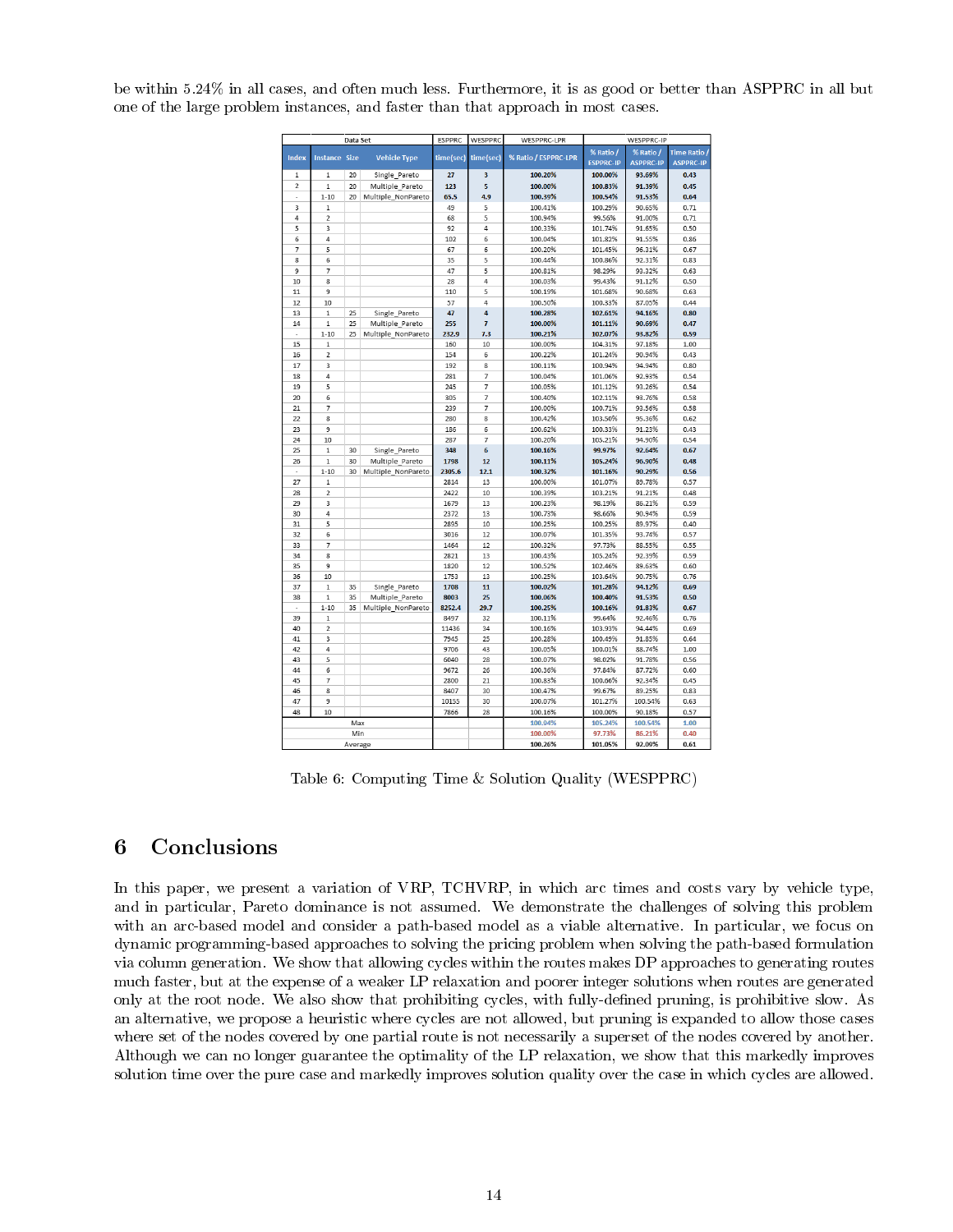be within 5.24% in all cases, and often much less. Furthermore, it is as good or better than ASPPRC in all but one of the large problem instances, and faster than that approach in most cases.

| Data Set | | | | ESPPRC | WESPPRC | WESPPRC-LPR | WESPPRC-IP | | |
|---|---|---|---|---|---|---|---|---|---|
| Index | Instance | Size | Vehicle Type | time(sec) | time(sec) | % Ratio / ESPPRC-LPR | % Ratio / ESPPRC-IP | % Ratio / ASPPRC-IP | Time Ratio / ASPPRC-IP |
| **1** | **1** | **20** | **Single_Pareto** | **27** | **3** | **100.20%** | **100.00%** | **93.69%** | **0.43** |
| **2** | **1** | **20** | **Multiple_Pareto** | **123** | **5** | **100.00%** | **100.83%** | **91.39%** | **0.45** |
| **-** | **1-10** | **20** | **Multiple_NonPareto** | **65.5** | **4.9** | **100.39%** | **100.54%** | **91.53%** | **0.64** |
| 3 | 1 | | | 49 | 5 | 100.41% | 100.29% | 90.65% | 0.71 |
| 4 | 2 | | | 68 | 5 | 100.94% | 99.56% | 91.00% | 0.71 |
| 5 | 3 | | | 92 | 4 | 100.33% | 101.74% | 91.65% | 0.50 |
| 6 | 4 | | | 102 | 6 | 100.04% | 101.82% | 91.55% | 0.86 |
| 7 | 5 | | | 67 | 6 | 100.20% | 101.45% | 96.31% | 0.67 |
| 8 | 6 | | | 35 | 5 | 100.44% | 100.86% | 92.31% | 0.83 |
| 9 | 7 | | | 47 | 5 | 100.81% | 98.29% | 93.32% | 0.63 |
| 10 | 8 | | | 28 | 4 | 100.03% | 99.43% | 91.12% | 0.50 |
| 11 | 9 | | | 110 | 5 | 100.19% | 101.68% | 90.68% | 0.63 |
| 12 | 10 | | | 57 | 4 | 100.50% | 100.33% | 87.05% | 0.44 |
| **13** | **1** | **25** | **Single_Pareto** | **47** | **4** | **100.28%** | **102.61%** | **94.16%** | **0.80** |
| **14** | **1** | **25** | **Multiple_Pareto** | **255** | **7** | **100.00%** | **101.11%** | **90.69%** | **0.47** |
| **-** | **1-10** | **25** | **Multiple_NonPareto** | **232.9** | **7.3** | **100.21%** | **102.07%** | **93.82%** | **0.59** |
| 15 | 1 | | | 160 | 10 | 100.00% | 104.31% | 97.18% | 1.00 |
| 16 | 2 | | | 154 | 6 | 100.22% | 101.24% | 90.94% | 0.43 |
| 17 | 3 | | | 192 | 8 | 100.11% | 100.94% | 94.94% | 0.80 |
| 18 | 4 | | | 281 | 7 | 100.04% | 101.06% | 92.93% | 0.54 |
| 19 | 5 | | | 245 | 7 | 100.05% | 101.12% | 93.26% | 0.54 |
| 20 | 6 | | | 305 | 7 | 100.40% | 102.11% | 93.76% | 0.58 |
| 21 | 7 | | | 239 | 7 | 100.00% | 100.71% | 93.56% | 0.58 |
| 22 | 8 | | | 280 | 8 | 100.42% | 103.50% | 95.36% | 0.62 |
| 23 | 9 | | | 186 | 6 | 100.62% | 100.33% | 91.23% | 0.43 |
| 24 | 10 | | | 287 | 7 | 100.20% | 105.21% | 94.90% | 0.54 |
| **25** | **1** | **30** | **Single_Pareto** | **348** | **6** | **100.16%** | **99.97%** | **92.64%** | **0.67** |
| **26** | **1** | **30** | **Multiple_Pareto** | **1798** | **12** | **100.11%** | **105.24%** | **96.90%** | **0.48** |
| **-** | **1-10** | **30** | **Multiple_NonPareto** | **2305.6** | **12.1** | **100.32%** | **101.16%** | **90.29%** | **0.56** |
| 27 | 1 | | | 2814 | 13 | 100.00% | 101.07% | 89.78% | 0.57 |
| 28 | 2 | | | 2422 | 10 | 100.39% | 103.21% | 91.21% | 0.48 |
| 29 | 3 | | | 1679 | 13 | 100.23% | 98.19% | 86.21% | 0.59 |
| 30 | 4 | | | 2372 | 13 | 100.73% | 98.66% | 90.94% | 0.59 |
| 31 | 5 | | | 2895 | 10 | 100.25% | 100.25% | 89.97% | 0.40 |
| 32 | 6 | | | 3016 | 12 | 100.07% | 101.35% | 93.74% | 0.57 |
| 33 | 7 | | | 1464 | 12 | 100.32% | 97.73% | 88.55% | 0.55 |
| 34 | 8 | | | 2821 | 13 | 100.43% | 105.24% | 92.39% | 0.59 |
| 35 | 9 | | | 1820 | 12 | 100.52% | 102.46% | 89.63% | 0.60 |
| 36 | 10 | | | 1753 | 13 | 100.25% | 103.64% | 90.75% | 0.76 |
| **37** | **1** | **35** | **Single_Pareto** | **1708** | **11** | **100.02%** | **101.28%** | **94.12%** | **0.69** |
| **38** | **1** | **35** | **Multiple_Pareto** | **8003** | **25** | **100.06%** | **100.40%** | **91.53%** | **0.50** |
| **-** | **1-10** | **35** | **Multiple_NonPareto** | **8252.4** | **29.7** | **100.25%** | **100.16%** | **91.83%** | **0.67** |
| 39 | 1 | | | 8497 | 32 | 100.11% | 99.64% | 92.46% | 0.76 |
| 40 | 2 | | | 11436 | 34 | 100.16% | 103.93% | 94.44% | 0.69 |
| 41 | 3 | | | 7945 | 25 | 100.28% | 100.49% | 91.85% | 0.64 |
| 42 | 4 | | | 9706 | 43 | 100.05% | 100.01% | 88.74% | 1.00 |
| 43 | 5 | | | 6040 | 28 | 100.07% | 98.02% | 91.78% | 0.56 |
| 44 | 6 | | | 9672 | 26 | 100.36% | 97.84% | 87.72% | 0.60 |
| 45 | 7 | | | 2800 | 21 | 100.83% | 100.06% | 92.34% | 0.45 |
| 46 | 8 | | | 8407 | 30 | 100.47% | 99.67% | 89.25% | 0.83 |
| 47 | 9 | | | 10155 | 30 | 100.07% | 101.27% | 100.54% | 0.63 |
| 48 | 10 | | | 7866 | 28 | 100.16% | 100.00% | 90.18% | 0.57 |
| Max | | | | | | 100.04% | 105.24% | 100.54% | 1.00 |
| Min | | | | | | 100.00% | 97.73% | 86.21% | 0.40 |
| Average | | | | | | 100.26% | 101.05% | 92.00% | 0.61 |

Table 6: Computing Time & Solution Quality (WESPPRC)

# 6 Conclusions

In this paper, we present a variation of VRP, TCHVRP, in which arc times and costs vary by vehicle type, and in particular, Pareto dominance is not assumed. We demonstrate the challenges of solving this problem with an arc-based model and consider a path-based model as a viable alternative. In particular, we focus on dynamic programming-based approaches to solving the pricing problem when solving the path-based formulation via column generation. We show that allowing cycles within the routes makes DP approaches to generating routes much faster, but at the expense of a weaker LP relaxation and poorer integer solutions when routes are generated only at the root node. We also show that prohibiting cycles, with fully-defined pruning, is prohibitive slow. As an alternative, we propose a heuristic where cycles are not allowed, but pruning is expanded to allow those cases where set of the nodes covered by one partial route is not necessarily a superset of the nodes covered by another. Although we can no longer guarantee the optimality of the LP relaxation, we show that this markedly improves solution time over the pure case and markedly improves solution quality over the case in which cycles are allowed.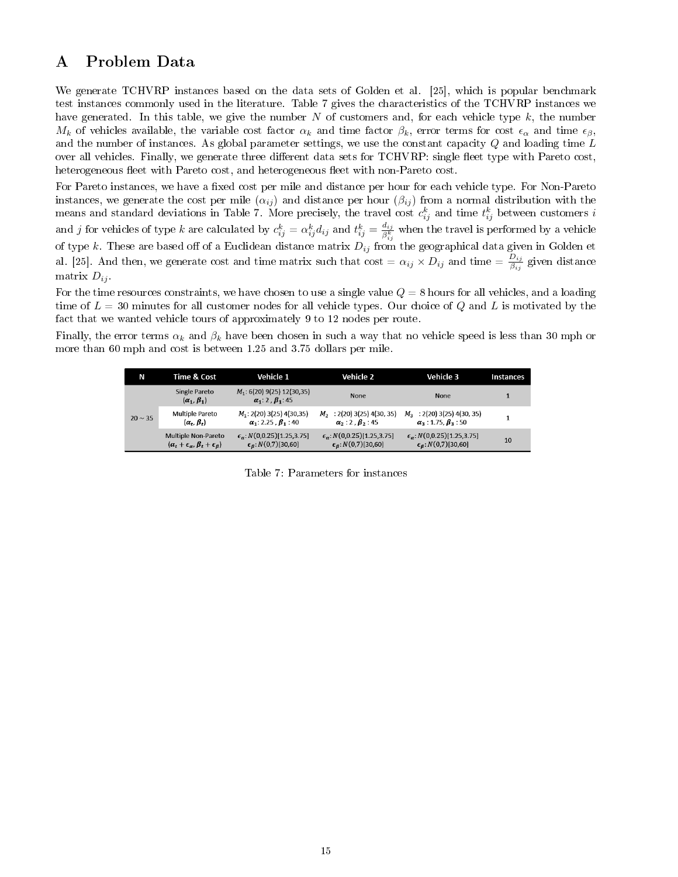# A Problem Data

We generate TCHVRP instances based on the data sets of Golden et al. [25], which is popular benchmark test instances commonly used in the literature. Table 7 gives the characteristics of the TCHVRP instances we have generated. In this table, we give the number $N$ of customers and, for each vehicle type $k$, the number $M_k$ of vehicles available, the variable cost factor $\alpha_k$ and time factor $\beta_k$, error terms for cost $\epsilon_\alpha$ and time $\epsilon_\beta$, and the number of instances. As global parameter settings, we use the constant capacity $Q$ and loading time $L$ over all vehicles. Finally, we generate three different data sets for TCHVRP: single fleet type with Pareto cost, heterogeneous fleet with Pareto cost, and heterogeneous fleet with non-Pareto cost.

For Pareto instances, we have a fixed cost per mile and distance per hour for each vehicle type. For Non-Pareto instances, we generate the cost per mile ($\alpha_{ij}$) and distance per hour ($\beta_{ij}$) from a normal distribution with the means and standard deviations in Table 7. More precisely, the travel cost $c_{ij}^k$ and time $t_{ij}^k$ between customers $i$ and $j$ for vehicles of type $k$ are calculated by $c_{ij}^k = \alpha_{ij}^k d_{ij}$ and $t_{ij}^k = \frac{d_{ij}}{\beta_{ij}^k}$ when the travel is performed by a vehicle of type $k$. These are based off of a Euclidean distance matrix $D_{ij}$ from the geographical data given in Golden et al. [25]. And then, we generate cost and time matrix such that cost $= \alpha_{ij} \times D_{ij}$ and time $= \frac{D_{ij}}{\beta_{ij}}$ given distance matrix $D_{ij}$.

For the time resources constraints, we have chosen to use a single value $Q = 8$ hours for all vehicles, and a loading time of $L = 30$ minutes for all customer nodes for all vehicle types. Our choice of $Q$ and $L$ is motivated by the fact that we wanted vehicle tours of approximately 9 to 12 nodes per route.

Finally, the error terms $\alpha_k$ and $\beta_k$ have been chosen in such a way that no vehicle speed is less than 30 mph or more than 60 mph and cost is between 1.25 and 3.75 dollars per mile.

| N | Time & Cost | Vehicle 1 | Vehicle 2 | Vehicle 3 | Instances |
|---|---|---|---|---|---|
| 20 ~ 35 | Single Pareto $(\boldsymbol{\alpha_1}, \boldsymbol{\beta_1})$ | $M_1$: 6(20) 9(25) 12(30,35) $\boldsymbol{\alpha_1}$: 2 , $\boldsymbol{\beta_1}$: 45 | None | None | 1 |
| | Multiple Pareto $(\boldsymbol{\alpha_t}, \boldsymbol{\beta_t})$ | $M_1$: 2(20) 3(25) 4(30,35) $\boldsymbol{\alpha_1}$: 2.25 , $\boldsymbol{\beta_1}$: 40 | $M_2$ : 2(20) 3(25) 4(30, 35) $\boldsymbol{\alpha_2}$ : 2 , $\boldsymbol{\beta_2}$ : 45 | $M_3$ : 2(20) 3(25) 4(30, 35) $\boldsymbol{\alpha_3}$ : 1.75, $\boldsymbol{\beta_3}$ : 50 | 1 |
| | Multiple Non-Pareto $(\boldsymbol{\alpha_t + \epsilon_\alpha}, \boldsymbol{\beta_t + \epsilon_\beta})$ | $\epsilon_\alpha$: $N(0,0.25)$[1.25,3.75] $\epsilon_\beta$: $N(0,7)$[30,60] | $\epsilon_\alpha$: $N(0,0.25)$[1.25,3.75] $\epsilon_\beta$: $N(0,7)$[30,60] | $\epsilon_\alpha$: $N(0,0.25)$[1.25,3.75] $\epsilon_\beta$: $N(0,7)$[30,60] | 10 |

Table 7: Parameters for instances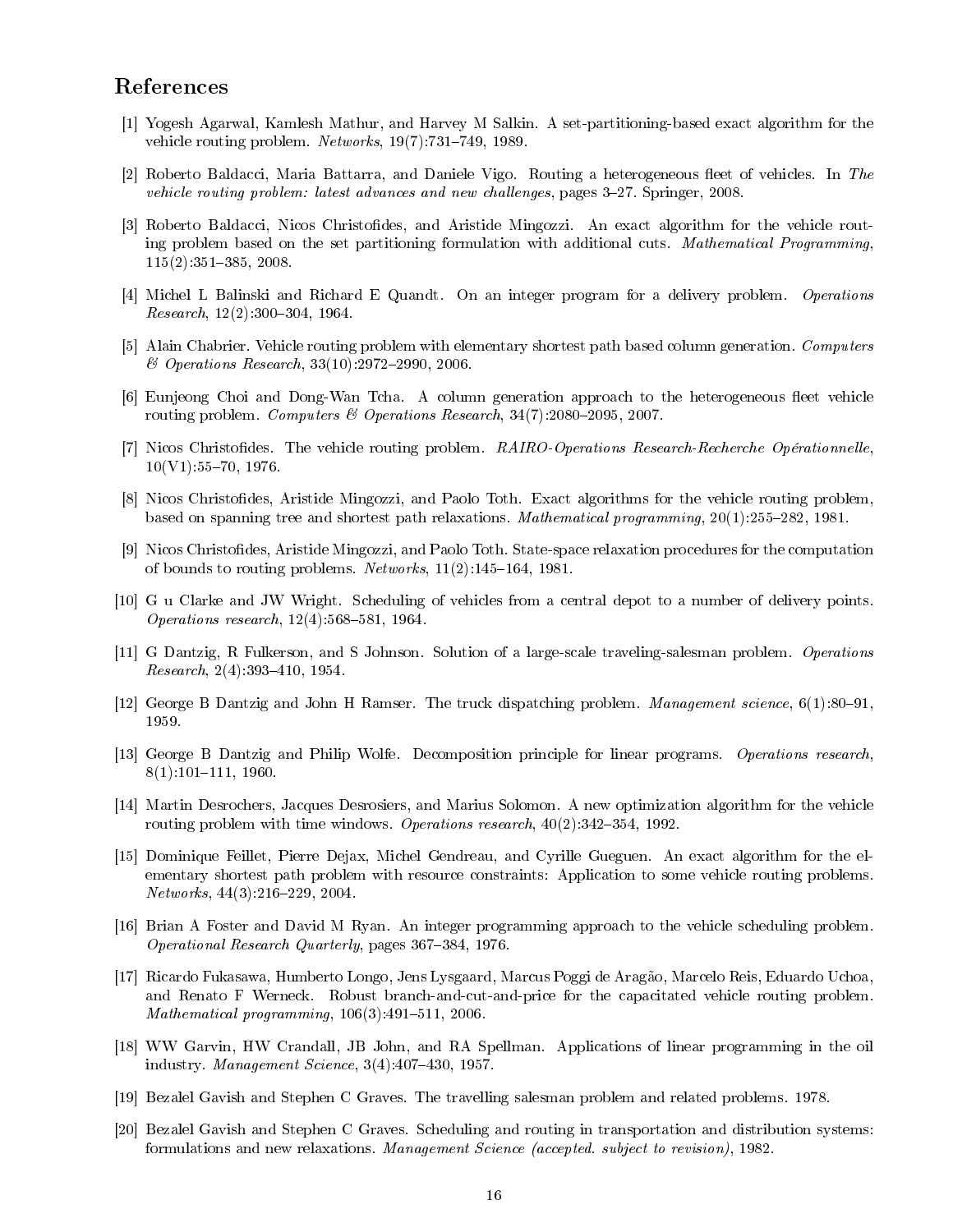## References

[1] Yogesh Agarwal, Kamlesh Mathur, and Harvey M Salkin. A set-partitioning-based exact algorithm for the vehicle routing problem. *Networks*, 19(7):731–749, 1989.

[2] Roberto Baldacci, Maria Battarra, and Daniele Vigo. Routing a heterogeneous fleet of vehicles. In *The vehicle routing problem: latest advances and new challenges*, pages 3–27. Springer, 2008.

[3] Roberto Baldacci, Nicos Christofides, and Aristide Mingozzi. An exact algorithm for the vehicle routing problem based on the set partitioning formulation with additional cuts. *Mathematical Programming*, 115(2):351–385, 2008.

[4] Michel L Balinski and Richard E Quandt. On an integer program for a delivery problem. *Operations Research*, 12(2):300–304, 1964.

[5] Alain Chabrier. Vehicle routing problem with elementary shortest path based column generation. *Computers & Operations Research*, 33(10):2972–2990, 2006.

[6] Eunjeong Choi and Dong-Wan Tcha. A column generation approach to the heterogeneous fleet vehicle routing problem. *Computers & Operations Research*, 34(7):2080–2095, 2007.

[7] Nicos Christofides. The vehicle routing problem. *RAIRO-Operations Research-Recherche Opérationnelle*, 10(V1):55–70, 1976.

[8] Nicos Christofides, Aristide Mingozzi, and Paolo Toth. Exact algorithms for the vehicle routing problem, based on spanning tree and shortest path relaxations. *Mathematical programming*, 20(1):255–282, 1981.

[9] Nicos Christofides, Aristide Mingozzi, and Paolo Toth. State-space relaxation procedures for the computation of bounds to routing problems. *Networks*, 11(2):145–164, 1981.

[10] G u Clarke and JW Wright. Scheduling of vehicles from a central depot to a number of delivery points. *Operations research*, 12(4):568–581, 1964.

[11] G Dantzig, R Fulkerson, and S Johnson. Solution of a large-scale traveling-salesman problem. *Operations Research*, 2(4):393–410, 1954.

[12] George B Dantzig and John H Ramser. The truck dispatching problem. *Management science*, 6(1):80–91, 1959.

[13] George B Dantzig and Philip Wolfe. Decomposition principle for linear programs. *Operations research*, 8(1):101–111, 1960.

[14] Martin Desrochers, Jacques Desrosiers, and Marius Solomon. A new optimization algorithm for the vehicle routing problem with time windows. *Operations research*, 40(2):342–354, 1992.

[15] Dominique Feillet, Pierre Dejax, Michel Gendreau, and Cyrille Gueguen. An exact algorithm for the elementary shortest path problem with resource constraints: Application to some vehicle routing problems. *Networks*, 44(3):216–229, 2004.

[16] Brian A Foster and David M Ryan. An integer programming approach to the vehicle scheduling problem. *Operational Research Quarterly*, pages 367–384, 1976.

[17] Ricardo Fukasawa, Humberto Longo, Jens Lysgaard, Marcus Poggi de Aragão, Marcelo Reis, Eduardo Uchoa, and Renato F Werneck. Robust branch-and-cut-and-price for the capacitated vehicle routing problem. *Mathematical programming*, 106(3):491–511, 2006.

[18] WW Garvin, HW Crandall, JB John, and RA Spellman. Applications of linear programming in the oil industry. *Management Science*, 3(4):407–430, 1957.

[19] Bezalel Gavish and Stephen C Graves. The travelling salesman problem and related problems. 1978.

[20] Bezalel Gavish and Stephen C Graves. Scheduling and routing in transportation and distribution systems: formulations and new relaxations. *Management Science (accepted. subject to revision)*, 1982.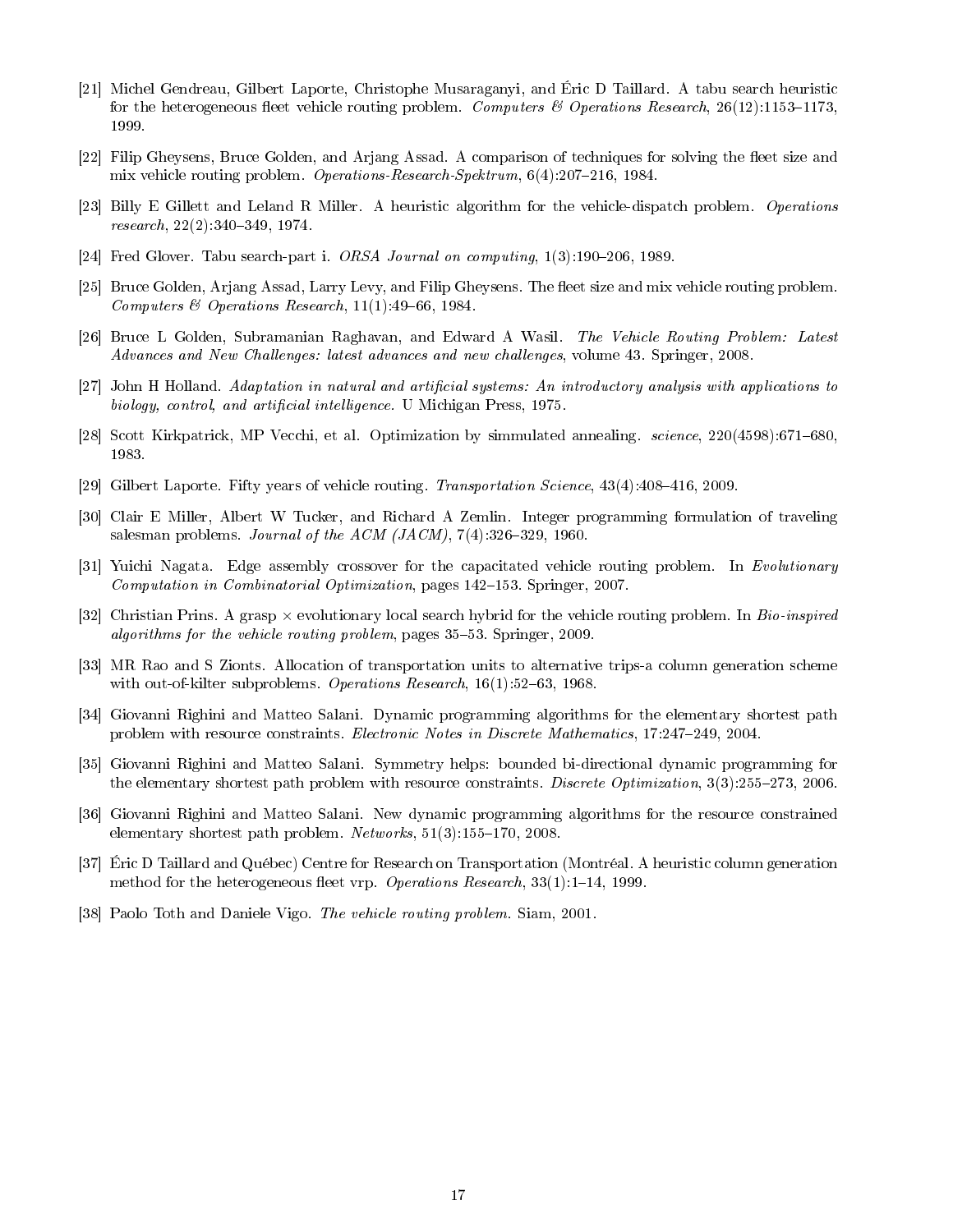[21] Michel Gendreau, Gilbert Laporte, Christophe Musaraganyi, and Éric D Taillard. A tabu search heuristic for the heterogeneous fleet vehicle routing problem. *Computers & Operations Research*, 26(12):1153–1173, 1999.

[22] Filip Gheysens, Bruce Golden, and Arjang Assad. A comparison of techniques for solving the fleet size and mix vehicle routing problem. *Operations-Research-Spektrum*, 6(4):207–216, 1984.

[23] Billy E Gillett and Leland R Miller. A heuristic algorithm for the vehicle-dispatch problem. *Operations research*, 22(2):340–349, 1974.

[24] Fred Glover. Tabu search-part i. *ORSA Journal on computing*, 1(3):190–206, 1989.

[25] Bruce Golden, Arjang Assad, Larry Levy, and Filip Gheysens. The fleet size and mix vehicle routing problem. *Computers & Operations Research*, 11(1):49–66, 1984.

[26] Bruce L Golden, Subramanian Raghavan, and Edward A Wasil. *The Vehicle Routing Problem: Latest Advances and New Challenges: latest advances and new challenges*, volume 43. Springer, 2008.

[27] John H Holland. *Adaptation in natural and artificial systems: An introductory analysis with applications to biology, control, and artificial intelligence.* U Michigan Press, 1975.

[28] Scott Kirkpatrick, MP Vecchi, et al. Optimization by simmulated annealing. *science*, 220(4598):671–680, 1983.

[29] Gilbert Laporte. Fifty years of vehicle routing. *Transportation Science*, 43(4):408–416, 2009.

[30] Clair E Miller, Albert W Tucker, and Richard A Zemlin. Integer programming formulation of traveling salesman problems. *Journal of the ACM (JACM)*, 7(4):326–329, 1960.

[31] Yuichi Nagata. Edge assembly crossover for the capacitated vehicle routing problem. In *Evolutionary Computation in Combinatorial Optimization*, pages 142–153. Springer, 2007.

[32] Christian Prins. A grasp $\times$ evolutionary local search hybrid for the vehicle routing problem. In *Bio-inspired algorithms for the vehicle routing problem*, pages 35–53. Springer, 2009.

[33] MR Rao and S Zionts. Allocation of transportation units to alternative trips-a column generation scheme with out-of-kilter subproblems. *Operations Research*, 16(1):52–63, 1968.

[34] Giovanni Righini and Matteo Salani. Dynamic programming algorithms for the elementary shortest path problem with resource constraints. *Electronic Notes in Discrete Mathematics*, 17:247–249, 2004.

[35] Giovanni Righini and Matteo Salani. Symmetry helps: bounded bi-directional dynamic programming for the elementary shortest path problem with resource constraints. *Discrete Optimization*, 3(3):255–273, 2006.

[36] Giovanni Righini and Matteo Salani. New dynamic programming algorithms for the resource constrained elementary shortest path problem. *Networks*, 51(3):155–170, 2008.

[37] Éric D Taillard and Québec) Centre for Research on Transportation (Montréal. A heuristic column generation method for the heterogeneous fleet vrp. *Operations Research*, 33(1):1–14, 1999.

[38] Paolo Toth and Daniele Vigo. *The vehicle routing problem.* Siam, 2001.